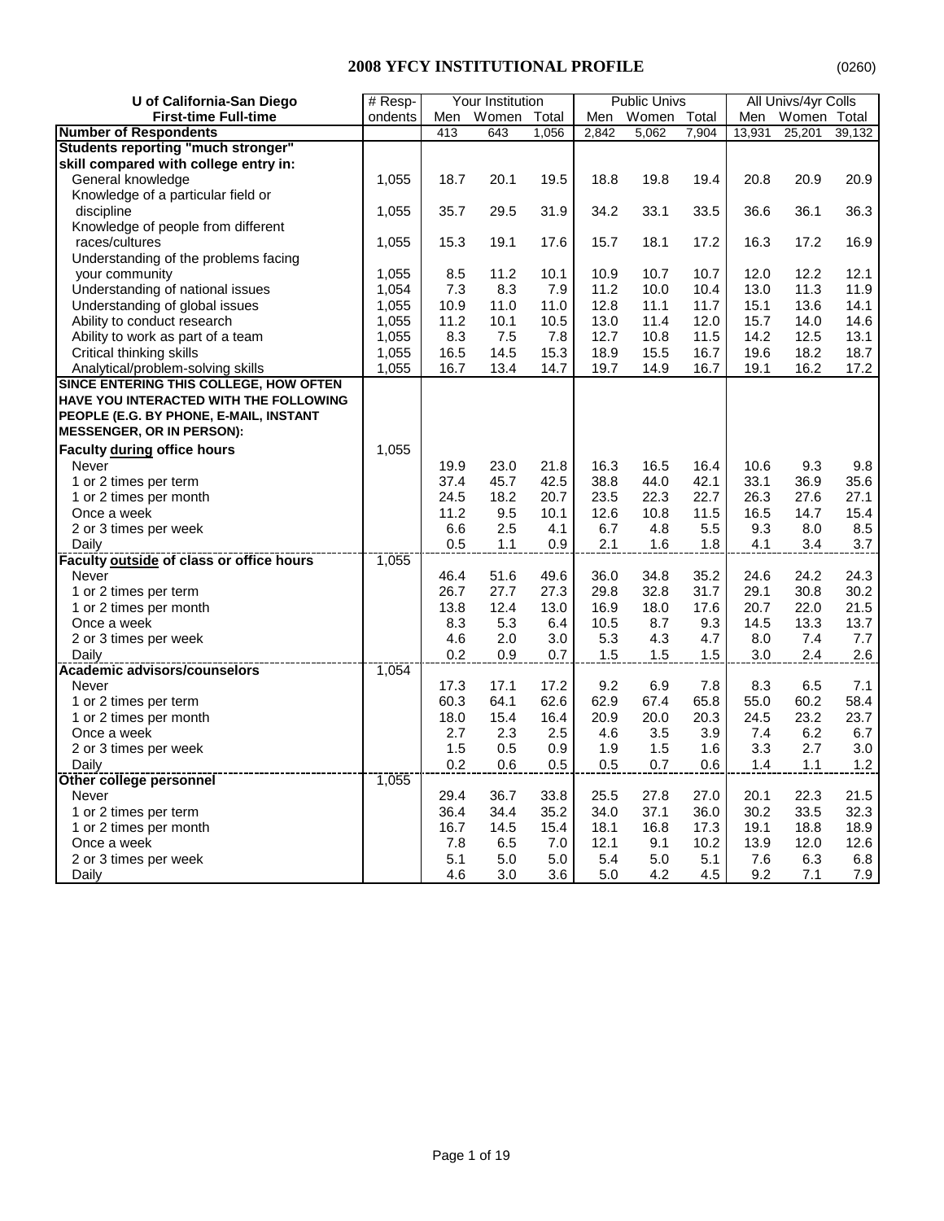# 2008 YFCY INSTITUTIONAL PROFILE

(0260)

| U of California-San Diego | # Resp- | Your Institution | | | Public Univs | | | All Univs/4yr Colls | | |
|---|---|---|---|---|---|---|---|---|---|---|
| First-time Full-time | ondents | Men | Women | Total | Men | Women | Total | Men | Women | Total |
| **Number of Respondents** | | 413 | 643 | 1,056 | 2,842 | 5,062 | 7,904 | 13,931 | 25,201 | 39,132 |
| **Students reporting "much stronger" skill compared with college entry in:** | | | | | | | | | | |
| General knowledge | 1,055 | 18.7 | 20.1 | 19.5 | 18.8 | 19.8 | 19.4 | 20.8 | 20.9 | 20.9 |
| Knowledge of a particular field or discipline | 1,055 | 35.7 | 29.5 | 31.9 | 34.2 | 33.1 | 33.5 | 36.6 | 36.1 | 36.3 |
| Knowledge of people from different races/cultures | 1,055 | 15.3 | 19.1 | 17.6 | 15.7 | 18.1 | 17.2 | 16.3 | 17.2 | 16.9 |
| Understanding of the problems facing your community | 1,055 | 8.5 | 11.2 | 10.1 | 10.9 | 10.7 | 10.7 | 12.0 | 12.2 | 12.1 |
| Understanding of national issues | 1,054 | 7.3 | 8.3 | 7.9 | 11.2 | 10.0 | 10.4 | 13.0 | 11.3 | 11.9 |
| Understanding of global issues | 1,055 | 10.9 | 11.0 | 11.0 | 12.8 | 11.1 | 11.7 | 15.1 | 13.6 | 14.1 |
| Ability to conduct research | 1,055 | 11.2 | 10.1 | 10.5 | 13.0 | 11.4 | 12.0 | 15.7 | 14.0 | 14.6 |
| Ability to work as part of a team | 1,055 | 8.3 | 7.5 | 7.8 | 12.7 | 10.8 | 11.5 | 14.2 | 12.5 | 13.1 |
| Critical thinking skills | 1,055 | 16.5 | 14.5 | 15.3 | 18.9 | 15.5 | 16.7 | 19.6 | 18.2 | 18.7 |
| Analytical/problem-solving skills | 1,055 | 16.7 | 13.4 | 14.7 | 19.7 | 14.9 | 16.7 | 19.1 | 16.2 | 17.2 |
| **SINCE ENTERING THIS COLLEGE, HOW OFTEN HAVE YOU INTERACTED WITH THE FOLLOWING PEOPLE (E.G. BY PHONE, E-MAIL, INSTANT MESSENGER, OR IN PERSON):** | | | | | | | | | | |
| **Faculty during office hours** | 1,055 | | | | | | | | | |
| Never | | 19.9 | 23.0 | 21.8 | 16.3 | 16.5 | 16.4 | 10.6 | 9.3 | 9.8 |
| 1 or 2 times per term | | 37.4 | 45.7 | 42.5 | 38.8 | 44.0 | 42.1 | 33.1 | 36.9 | 35.6 |
| 1 or 2 times per month | | 24.5 | 18.2 | 20.7 | 23.5 | 22.3 | 22.7 | 26.3 | 27.6 | 27.1 |
| Once a week | | 11.2 | 9.5 | 10.1 | 12.6 | 10.8 | 11.5 | 16.5 | 14.7 | 15.4 |
| 2 or 3 times per week | | 6.6 | 2.5 | 4.1 | 6.7 | 4.8 | 5.5 | 9.3 | 8.0 | 8.5 |
| Daily | | 0.5 | 1.1 | 0.9 | 2.1 | 1.6 | 1.8 | 4.1 | 3.4 | 3.7 |
| **Faculty outside of class or office hours** | 1,055 | | | | | | | | | |
| Never | | 46.4 | 51.6 | 49.6 | 36.0 | 34.8 | 35.2 | 24.6 | 24.2 | 24.3 |
| 1 or 2 times per term | | 26.7 | 27.7 | 27.3 | 29.8 | 32.8 | 31.7 | 29.1 | 30.8 | 30.2 |
| 1 or 2 times per month | | 13.8 | 12.4 | 13.0 | 16.9 | 18.0 | 17.6 | 20.7 | 22.0 | 21.5 |
| Once a week | | 8.3 | 5.3 | 6.4 | 10.5 | 8.7 | 9.3 | 14.5 | 13.3 | 13.7 |
| 2 or 3 times per week | | 4.6 | 2.0 | 3.0 | 5.3 | 4.3 | 4.7 | 8.0 | 7.4 | 7.7 |
| Daily | | 0.2 | 0.9 | 0.7 | 1.5 | 1.5 | 1.5 | 3.0 | 2.4 | 2.6 |
| **Academic advisors/counselors** | 1,054 | | | | | | | | | |
| Never | | 17.3 | 17.1 | 17.2 | 9.2 | 6.9 | 7.8 | 8.3 | 6.5 | 7.1 |
| 1 or 2 times per term | | 60.3 | 64.1 | 62.6 | 62.9 | 67.4 | 65.8 | 55.0 | 60.2 | 58.4 |
| 1 or 2 times per month | | 18.0 | 15.4 | 16.4 | 20.9 | 20.0 | 20.3 | 24.5 | 23.2 | 23.7 |
| Once a week | | 2.7 | 2.3 | 2.5 | 4.6 | 3.5 | 3.9 | 7.4 | 6.2 | 6.7 |
| 2 or 3 times per week | | 1.5 | 0.5 | 0.9 | 1.9 | 1.5 | 1.6 | 3.3 | 2.7 | 3.0 |
| Daily | | 0.2 | 0.6 | 0.5 | 0.5 | 0.7 | 0.6 | 1.4 | 1.1 | 1.2 |
| **Other college personnel** | 1,055 | | | | | | | | | |
| Never | | 29.4 | 36.7 | 33.8 | 25.5 | 27.8 | 27.0 | 20.1 | 22.3 | 21.5 |
| 1 or 2 times per term | | 36.4 | 34.4 | 35.2 | 34.0 | 37.1 | 36.0 | 30.2 | 33.5 | 32.3 |
| 1 or 2 times per month | | 16.7 | 14.5 | 15.4 | 18.1 | 16.8 | 17.3 | 19.1 | 18.8 | 18.9 |
| Once a week | | 7.8 | 6.5 | 7.0 | 12.1 | 9.1 | 10.2 | 13.9 | 12.0 | 12.6 |
| 2 or 3 times per week | | 5.1 | 5.0 | 5.0 | 5.4 | 5.0 | 5.1 | 7.6 | 6.3 | 6.8 |
| Daily | | 4.6 | 3.0 | 3.6 | 5.0 | 4.2 | 4.5 | 9.2 | 7.1 | 7.9 |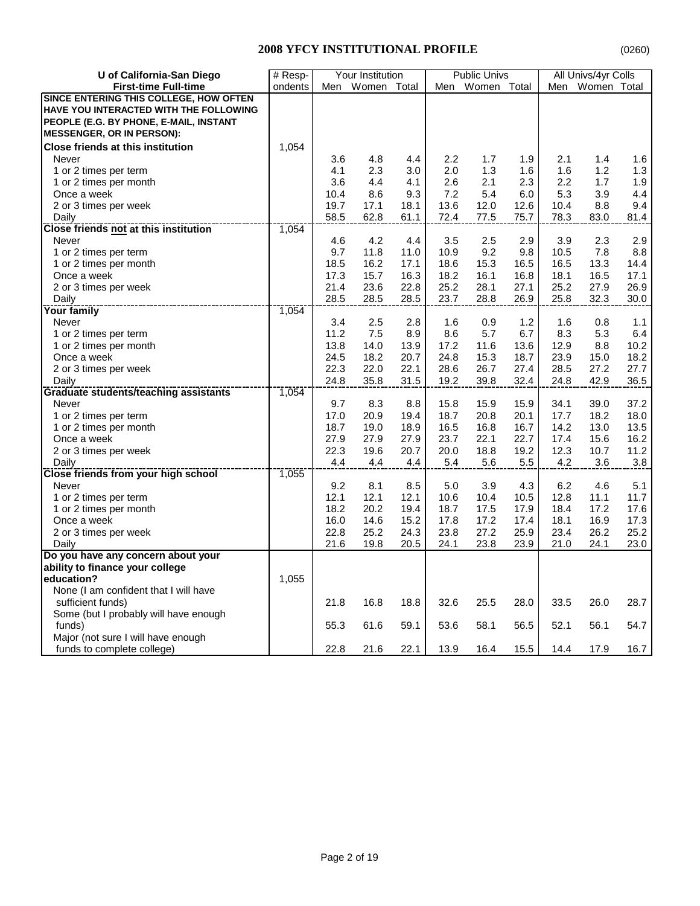## 2008 YFCY INSTITUTIONAL PROFILE

(0260)

| U of California-San Diego<br>First-time Full-time | # Respondents | Your Institution | | | Public Univs | | | All Univs/4yr Colls | | |
|---|---|---|---|---|---|---|---|---|---|---|
| | | Men | Women | Total | Men | Women | Total | Men | Women | Total |
| **SINCE ENTERING THIS COLLEGE, HOW OFTEN HAVE YOU INTERACTED WITH THE FOLLOWING PEOPLE (E.G. BY PHONE, E-MAIL, INSTANT MESSENGER, OR IN PERSON):** | | | | | | | | | | |
| **Close friends at this institution** | 1,054 | | | | | | | | | |
| Never | | 3.6 | 4.8 | 4.4 | 2.2 | 1.7 | 1.9 | 2.1 | 1.4 | 1.6 |
| 1 or 2 times per term | | 4.1 | 2.3 | 3.0 | 2.0 | 1.3 | 1.6 | 1.6 | 1.2 | 1.3 |
| 1 or 2 times per month | | 3.6 | 4.4 | 4.1 | 2.6 | 2.1 | 2.3 | 2.2 | 1.7 | 1.9 |
| Once a week | | 10.4 | 8.6 | 9.3 | 7.2 | 5.4 | 6.0 | 5.3 | 3.9 | 4.4 |
| 2 or 3 times per week | | 19.7 | 17.1 | 18.1 | 13.6 | 12.0 | 12.6 | 10.4 | 8.8 | 9.4 |
| Daily | | 58.5 | 62.8 | 61.1 | 72.4 | 77.5 | 75.7 | 78.3 | 83.0 | 81.4 |
| **Close friends <u>not</u> at this institution** | 1,054 | | | | | | | | | |
| Never | | 4.6 | 4.2 | 4.4 | 3.5 | 2.5 | 2.9 | 3.9 | 2.3 | 2.9 |
| 1 or 2 times per term | | 9.7 | 11.8 | 11.0 | 10.9 | 9.2 | 9.8 | 10.5 | 7.8 | 8.8 |
| 1 or 2 times per month | | 18.5 | 16.2 | 17.1 | 18.6 | 15.3 | 16.5 | 16.5 | 13.3 | 14.4 |
| Once a week | | 17.3 | 15.7 | 16.3 | 18.2 | 16.1 | 16.8 | 18.1 | 16.5 | 17.1 |
| 2 or 3 times per week | | 21.4 | 23.6 | 22.8 | 25.2 | 28.1 | 27.1 | 25.2 | 27.9 | 26.9 |
| Daily | | 28.5 | 28.5 | 28.5 | 23.7 | 28.8 | 26.9 | 25.8 | 32.3 | 30.0 |
| **Your family** | 1,054 | | | | | | | | | |
| Never | | 3.4 | 2.5 | 2.8 | 1.6 | 0.9 | 1.2 | 1.6 | 0.8 | 1.1 |
| 1 or 2 times per term | | 11.2 | 7.5 | 8.9 | 8.6 | 5.7 | 6.7 | 8.3 | 5.3 | 6.4 |
| 1 or 2 times per month | | 13.8 | 14.0 | 13.9 | 17.2 | 11.6 | 13.6 | 12.9 | 8.8 | 10.2 |
| Once a week | | 24.5 | 18.2 | 20.7 | 24.8 | 15.3 | 18.7 | 23.9 | 15.0 | 18.2 |
| 2 or 3 times per week | | 22.3 | 22.0 | 22.1 | 28.6 | 26.7 | 27.4 | 28.5 | 27.2 | 27.7 |
| Daily | | 24.8 | 35.8 | 31.5 | 19.2 | 39.8 | 32.4 | 24.8 | 42.9 | 36.5 |
| **Graduate students/teaching assistants** | 1,054 | | | | | | | | | |
| Never | | 9.7 | 8.3 | 8.8 | 15.8 | 15.9 | 15.9 | 34.1 | 39.0 | 37.2 |
| 1 or 2 times per term | | 17.0 | 20.9 | 19.4 | 18.7 | 20.8 | 20.1 | 17.7 | 18.2 | 18.0 |
| 1 or 2 times per month | | 18.7 | 19.0 | 18.9 | 16.5 | 16.8 | 16.7 | 14.2 | 13.0 | 13.5 |
| Once a week | | 27.9 | 27.9 | 27.9 | 23.7 | 22.1 | 22.7 | 17.4 | 15.6 | 16.2 |
| 2 or 3 times per week | | 22.3 | 19.6 | 20.7 | 20.0 | 18.8 | 19.2 | 12.3 | 10.7 | 11.2 |
| Daily | | 4.4 | 4.4 | 4.4 | 5.4 | 5.6 | 5.5 | 4.2 | 3.6 | 3.8 |
| **Close friends from your high school** | 1,055 | | | | | | | | | |
| Never | | 9.2 | 8.1 | 8.5 | 5.0 | 3.9 | 4.3 | 6.2 | 4.6 | 5.1 |
| 1 or 2 times per term | | 12.1 | 12.1 | 12.1 | 10.6 | 10.4 | 10.5 | 12.8 | 11.1 | 11.7 |
| 1 or 2 times per month | | 18.2 | 20.2 | 19.4 | 18.7 | 17.5 | 17.9 | 18.4 | 17.2 | 17.6 |
| Once a week | | 16.0 | 14.6 | 15.2 | 17.8 | 17.2 | 17.4 | 18.1 | 16.9 | 17.3 |
| 2 or 3 times per week | | 22.8 | 25.2 | 24.3 | 23.8 | 27.2 | 25.9 | 23.4 | 26.2 | 25.2 |
| Daily | | 21.6 | 19.8 | 20.5 | 24.1 | 23.8 | 23.9 | 21.0 | 24.1 | 23.0 |
| **Do you have any concern about your ability to finance your college education?** | 1,055 | | | | | | | | | |
| None (I am confident that I will have sufficient funds) | | 21.8 | 16.8 | 18.8 | 32.6 | 25.5 | 28.0 | 33.5 | 26.0 | 28.7 |
| Some (but I probably will have enough funds) | | 55.3 | 61.6 | 59.1 | 53.6 | 58.1 | 56.5 | 52.1 | 56.1 | 54.7 |
| Major (not sure I will have enough funds to complete college) | | 22.8 | 21.6 | 22.1 | 13.9 | 16.4 | 15.5 | 14.4 | 17.9 | 16.7 |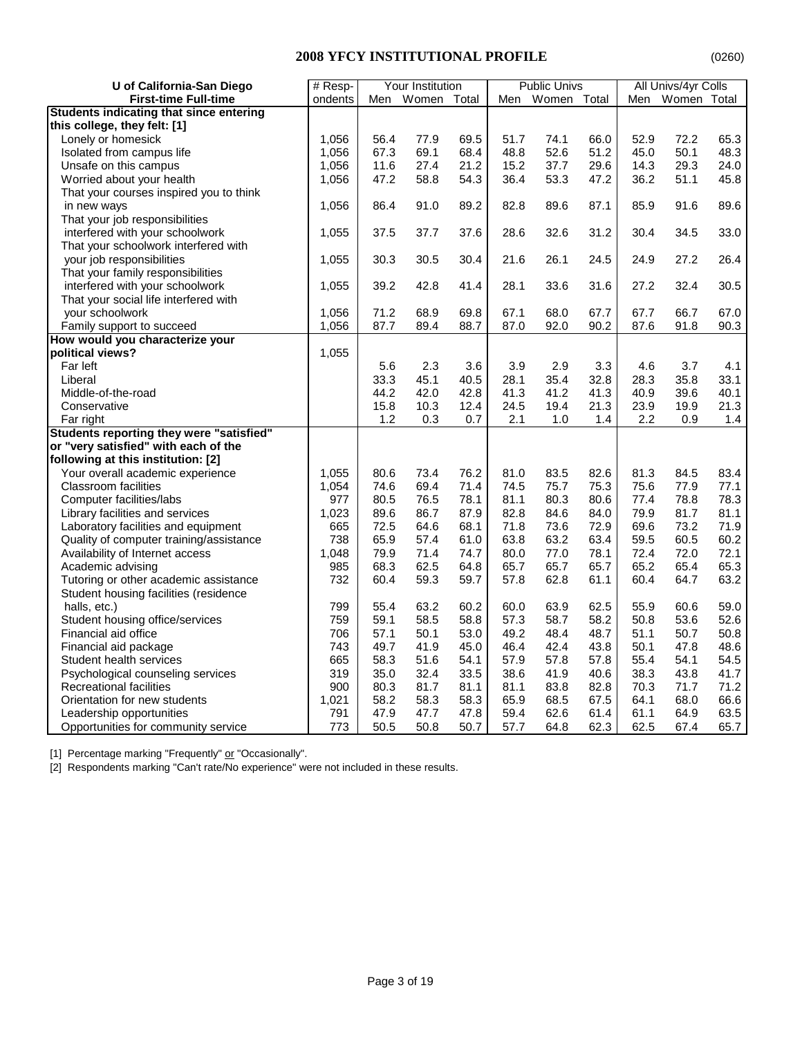## 2008 YFCY INSTITUTIONAL PROFILE

(0260)

| U of California-San Diego | # Resp- | Your Institution | | | Public Univs | | | All Univs/4yr Colls | | |
|---|---|---|---|---|---|---|---|---|---|---|
| **First-time Full-time** | ondents | Men | Women | Total | Men | Women | Total | Men | Women | Total |
| **Students indicating that since entering this college, they felt: [1]** | | | | | | | | | | |
| Lonely or homesick | 1,056 | 56.4 | 77.9 | 69.5 | 51.7 | 74.1 | 66.0 | 52.9 | 72.2 | 65.3 |
| Isolated from campus life | 1,056 | 67.3 | 69.1 | 68.4 | 48.8 | 52.6 | 51.2 | 45.0 | 50.1 | 48.3 |
| Unsafe on this campus | 1,056 | 11.6 | 27.4 | 21.2 | 15.2 | 37.7 | 29.6 | 14.3 | 29.3 | 24.0 |
| Worried about your health | 1,056 | 47.2 | 58.8 | 54.3 | 36.4 | 53.3 | 47.2 | 36.2 | 51.1 | 45.8 |
| That your courses inspired you to think in new ways | 1,056 | 86.4 | 91.0 | 89.2 | 82.8 | 89.6 | 87.1 | 85.9 | 91.6 | 89.6 |
| That your job responsibilities interfered with your schoolwork | 1,055 | 37.5 | 37.7 | 37.6 | 28.6 | 32.6 | 31.2 | 30.4 | 34.5 | 33.0 |
| That your schoolwork interfered with your job responsibilities | 1,055 | 30.3 | 30.5 | 30.4 | 21.6 | 26.1 | 24.5 | 24.9 | 27.2 | 26.4 |
| That your family responsibilities interfered with your schoolwork | 1,055 | 39.2 | 42.8 | 41.4 | 28.1 | 33.6 | 31.6 | 27.2 | 32.4 | 30.5 |
| That your social life interfered with your schoolwork | 1,056 | 71.2 | 68.9 | 69.8 | 67.1 | 68.0 | 67.7 | 67.7 | 66.7 | 67.0 |
| Family support to succeed | 1,056 | 87.7 | 89.4 | 88.7 | 87.0 | 92.0 | 90.2 | 87.6 | 91.8 | 90.3 |
| **How would you characterize your political views?** | 1,055 | | | | | | | | | |
| Far left | | 5.6 | 2.3 | 3.6 | 3.9 | 2.9 | 3.3 | 4.6 | 3.7 | 4.1 |
| Liberal | | 33.3 | 45.1 | 40.5 | 28.1 | 35.4 | 32.8 | 28.3 | 35.8 | 33.1 |
| Middle-of-the-road | | 44.2 | 42.0 | 42.8 | 41.3 | 41.2 | 41.3 | 40.9 | 39.6 | 40.1 |
| Conservative | | 15.8 | 10.3 | 12.4 | 24.5 | 19.4 | 21.3 | 23.9 | 19.9 | 21.3 |
| Far right | | 1.2 | 0.3 | 0.7 | 2.1 | 1.0 | 1.4 | 2.2 | 0.9 | 1.4 |
| **Students reporting they were "satisfied" or "very satisfied" with each of the following at this institution: [2]** | | | | | | | | | | |
| Your overall academic experience | 1,055 | 80.6 | 73.4 | 76.2 | 81.0 | 83.5 | 82.6 | 81.3 | 84.5 | 83.4 |
| Classroom facilities | 1,054 | 74.6 | 69.4 | 71.4 | 74.5 | 75.7 | 75.3 | 75.6 | 77.9 | 77.1 |
| Computer facilities/labs | 977 | 80.5 | 76.5 | 78.1 | 81.1 | 80.3 | 80.6 | 77.4 | 78.8 | 78.3 |
| Library facilities and services | 1,023 | 89.6 | 86.7 | 87.9 | 82.8 | 84.6 | 84.0 | 79.9 | 81.7 | 81.1 |
| Laboratory facilities and equipment | 665 | 72.5 | 64.6 | 68.1 | 71.8 | 73.6 | 72.9 | 69.6 | 73.2 | 71.9 |
| Quality of computer training/assistance | 738 | 65.9 | 57.4 | 61.0 | 63.8 | 63.2 | 63.4 | 59.5 | 60.5 | 60.2 |
| Availability of Internet access | 1,048 | 79.9 | 71.4 | 74.7 | 80.0 | 77.0 | 78.1 | 72.4 | 72.0 | 72.1 |
| Academic advising | 985 | 68.3 | 62.5 | 64.8 | 65.7 | 65.7 | 65.7 | 65.2 | 65.4 | 65.3 |
| Tutoring or other academic assistance | 732 | 60.4 | 59.3 | 59.7 | 57.8 | 62.8 | 61.1 | 60.4 | 64.7 | 63.2 |
| Student housing facilities (residence halls, etc.) | 799 | 55.4 | 63.2 | 60.2 | 60.0 | 63.9 | 62.5 | 55.9 | 60.6 | 59.0 |
| Student housing office/services | 759 | 59.1 | 58.5 | 58.8 | 57.3 | 58.7 | 58.2 | 50.8 | 53.6 | 52.6 |
| Financial aid office | 706 | 57.1 | 50.1 | 53.0 | 49.2 | 48.4 | 48.7 | 51.1 | 50.7 | 50.8 |
| Financial aid package | 743 | 49.7 | 41.9 | 45.0 | 46.4 | 42.4 | 43.8 | 50.1 | 47.8 | 48.6 |
| Student health services | 665 | 58.3 | 51.6 | 54.1 | 57.9 | 57.8 | 57.8 | 55.4 | 54.1 | 54.5 |
| Psychological counseling services | 319 | 35.0 | 32.4 | 33.5 | 38.6 | 41.9 | 40.6 | 38.3 | 43.8 | 41.7 |
| Recreational facilities | 900 | 80.3 | 81.7 | 81.1 | 81.1 | 83.8 | 82.8 | 70.3 | 71.7 | 71.2 |
| Orientation for new students | 1,021 | 58.2 | 58.3 | 58.3 | 65.9 | 68.5 | 67.5 | 64.1 | 68.0 | 66.6 |
| Leadership opportunities | 791 | 47.9 | 47.7 | 47.8 | 59.4 | 62.6 | 61.4 | 61.1 | 64.9 | 63.5 |
| Opportunities for community service | 773 | 50.5 | 50.8 | 50.7 | 57.7 | 64.8 | 62.3 | 62.5 | 67.4 | 65.7 |

[1] Percentage marking "Frequently" or "Occasionally".

[2] Respondents marking "Can't rate/No experience" were not included in these results.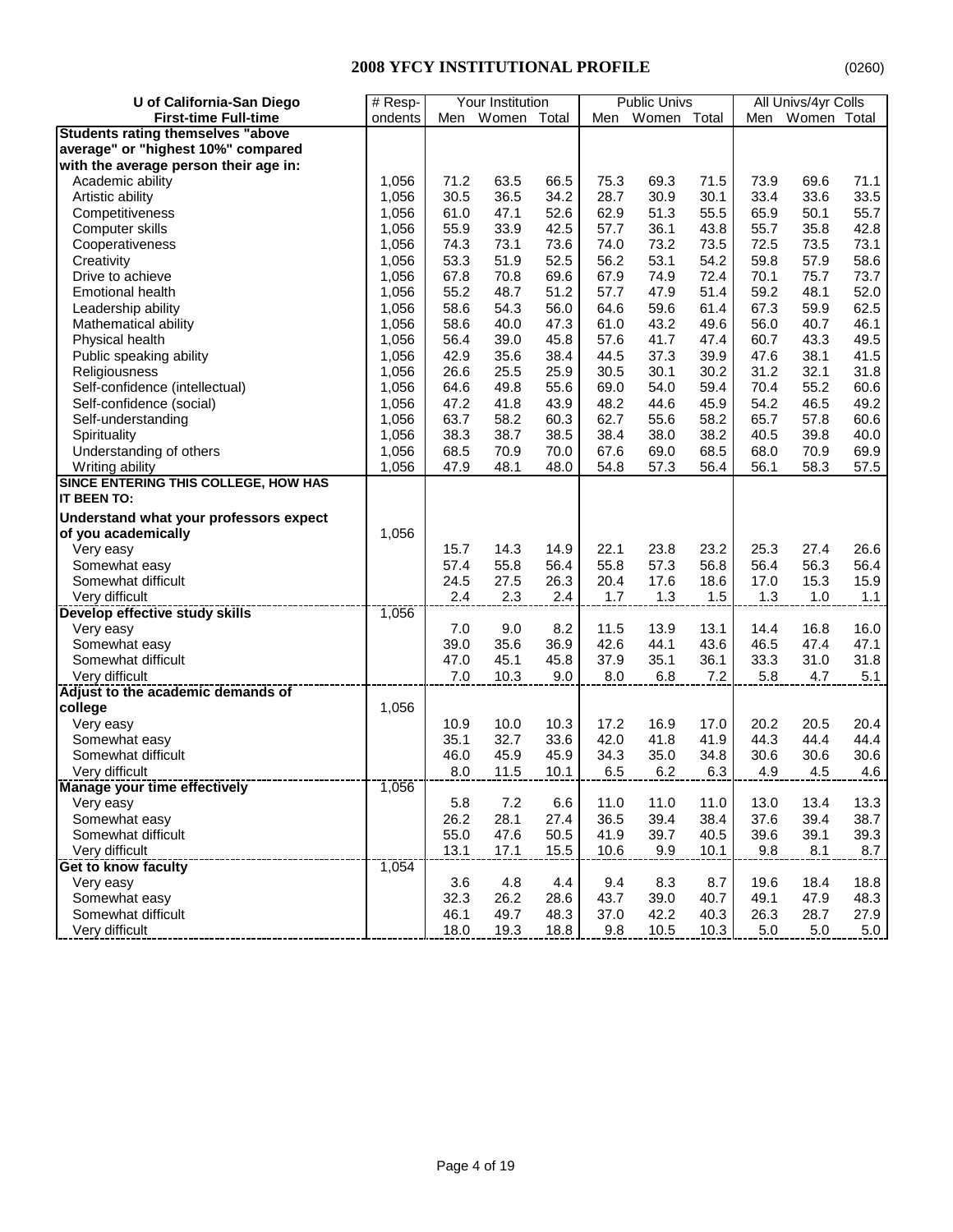# 2008 YFCY INSTITUTIONAL PROFILE

(0260)

| U of California-San Diego | # Resp- | Your Institution | | | Public Univs | | | All Univs/4yr Colls | | |
|---|---|---|---|---|---|---|---|---|---|---|
| First-time Full-time | ondents | Men | Women | Total | Men | Women | Total | Men | Women | Total |
| **Students rating themselves "above average" or "highest 10%" compared with the average person their age in:** | | | | | | | | | | |
| Academic ability | 1,056 | 71.2 | 63.5 | 66.5 | 75.3 | 69.3 | 71.5 | 73.9 | 69.6 | 71.1 |
| Artistic ability | 1,056 | 30.5 | 36.5 | 34.2 | 28.7 | 30.9 | 30.1 | 33.4 | 33.6 | 33.5 |
| Competitiveness | 1,056 | 61.0 | 47.1 | 52.6 | 62.9 | 51.3 | 55.5 | 65.9 | 50.1 | 55.7 |
| Computer skills | 1,056 | 55.9 | 33.9 | 42.5 | 57.7 | 36.1 | 43.8 | 55.7 | 35.8 | 42.8 |
| Cooperativeness | 1,056 | 74.3 | 73.1 | 73.6 | 74.0 | 73.2 | 73.5 | 72.5 | 73.5 | 73.1 |
| Creativity | 1,056 | 53.3 | 51.9 | 52.5 | 56.2 | 53.1 | 54.2 | 59.8 | 57.9 | 58.6 |
| Drive to achieve | 1,056 | 67.8 | 70.8 | 69.6 | 67.9 | 74.9 | 72.4 | 70.1 | 75.7 | 73.7 |
| Emotional health | 1,056 | 55.2 | 48.7 | 51.2 | 57.7 | 47.9 | 51.4 | 59.2 | 48.1 | 52.0 |
| Leadership ability | 1,056 | 58.6 | 54.3 | 56.0 | 64.6 | 59.6 | 61.4 | 67.3 | 59.9 | 62.5 |
| Mathematical ability | 1,056 | 58.6 | 40.0 | 47.3 | 61.0 | 43.2 | 49.6 | 56.0 | 40.7 | 46.1 |
| Physical health | 1,056 | 56.4 | 39.0 | 45.8 | 57.6 | 41.7 | 47.4 | 60.7 | 43.3 | 49.5 |
| Public speaking ability | 1,056 | 42.9 | 35.6 | 38.4 | 44.5 | 37.3 | 39.9 | 47.6 | 38.1 | 41.5 |
| Religiousness | 1,056 | 26.6 | 25.5 | 25.9 | 30.5 | 30.1 | 30.2 | 31.2 | 32.1 | 31.8 |
| Self-confidence (intellectual) | 1,056 | 64.6 | 49.8 | 55.6 | 69.0 | 54.0 | 59.4 | 70.4 | 55.2 | 60.6 |
| Self-confidence (social) | 1,056 | 47.2 | 41.8 | 43.9 | 48.2 | 44.6 | 45.9 | 54.2 | 46.5 | 49.2 |
| Self-understanding | 1,056 | 63.7 | 58.2 | 60.3 | 62.7 | 55.6 | 58.2 | 65.7 | 57.8 | 60.6 |
| Spirituality | 1,056 | 38.3 | 38.7 | 38.5 | 38.4 | 38.0 | 38.2 | 40.5 | 39.8 | 40.0 |
| Understanding of others | 1,056 | 68.5 | 70.9 | 70.0 | 67.6 | 69.0 | 68.5 | 68.0 | 70.9 | 69.9 |
| Writing ability | 1,056 | 47.9 | 48.1 | 48.0 | 54.8 | 57.3 | 56.4 | 56.1 | 58.3 | 57.5 |
| **SINCE ENTERING THIS COLLEGE, HOW HAS IT BEEN TO:** | | | | | | | | | | |
| **Understand what your professors expect of you academically** | 1,056 | | | | | | | | | |
| Very easy | | 15.7 | 14.3 | 14.9 | 22.1 | 23.8 | 23.2 | 25.3 | 27.4 | 26.6 |
| Somewhat easy | | 57.4 | 55.8 | 56.4 | 55.8 | 57.3 | 56.8 | 56.4 | 56.3 | 56.4 |
| Somewhat difficult | | 24.5 | 27.5 | 26.3 | 20.4 | 17.6 | 18.6 | 17.0 | 15.3 | 15.9 |
| Very difficult | | 2.4 | 2.3 | 2.4 | 1.7 | 1.3 | 1.5 | 1.3 | 1.0 | 1.1 |
| **Develop effective study skills** | 1,056 | | | | | | | | | |
| Very easy | | 7.0 | 9.0 | 8.2 | 11.5 | 13.9 | 13.1 | 14.4 | 16.8 | 16.0 |
| Somewhat easy | | 39.0 | 35.6 | 36.9 | 42.6 | 44.1 | 43.6 | 46.5 | 47.4 | 47.1 |
| Somewhat difficult | | 47.0 | 45.1 | 45.8 | 37.9 | 35.1 | 36.1 | 33.3 | 31.0 | 31.8 |
| Very difficult | | 7.0 | 10.3 | 9.0 | 8.0 | 6.8 | 7.2 | 5.8 | 4.7 | 5.1 |
| **Adjust to the academic demands of college** | 1,056 | | | | | | | | | |
| Very easy | | 10.9 | 10.0 | 10.3 | 17.2 | 16.9 | 17.0 | 20.2 | 20.5 | 20.4 |
| Somewhat easy | | 35.1 | 32.7 | 33.6 | 42.0 | 41.8 | 41.9 | 44.3 | 44.4 | 44.4 |
| Somewhat difficult | | 46.0 | 45.9 | 45.9 | 34.3 | 35.0 | 34.8 | 30.6 | 30.6 | 30.6 |
| Very difficult | | 8.0 | 11.5 | 10.1 | 6.5 | 6.2 | 6.3 | 4.9 | 4.5 | 4.6 |
| **Manage your time effectively** | 1,056 | | | | | | | | | |
| Very easy | | 5.8 | 7.2 | 6.6 | 11.0 | 11.0 | 11.0 | 13.0 | 13.4 | 13.3 |
| Somewhat easy | | 26.2 | 28.1 | 27.4 | 36.5 | 39.4 | 38.4 | 37.6 | 39.4 | 38.7 |
| Somewhat difficult | | 55.0 | 47.6 | 50.5 | 41.9 | 39.7 | 40.5 | 39.6 | 39.1 | 39.3 |
| Very difficult | | 13.1 | 17.1 | 15.5 | 10.6 | 9.9 | 10.1 | 9.8 | 8.1 | 8.7 |
| **Get to know faculty** | 1,054 | | | | | | | | | |
| Very easy | | 3.6 | 4.8 | 4.4 | 9.4 | 8.3 | 8.7 | 19.6 | 18.4 | 18.8 |
| Somewhat easy | | 32.3 | 26.2 | 28.6 | 43.7 | 39.0 | 40.7 | 49.1 | 47.9 | 48.3 |
| Somewhat difficult | | 46.1 | 49.7 | 48.3 | 37.0 | 42.2 | 40.3 | 26.3 | 28.7 | 27.9 |
| Very difficult | | 18.0 | 19.3 | 18.8 | 9.8 | 10.5 | 10.3 | 5.0 | 5.0 | 5.0 |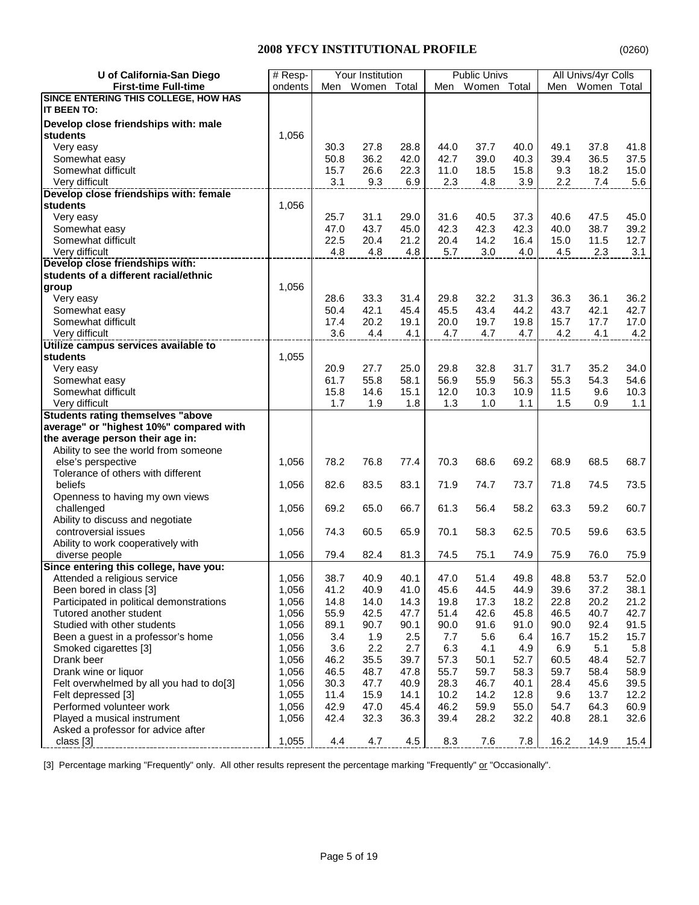## 2008 YFCY INSTITUTIONAL PROFILE

(0260)

| U of California-San Diego First-time Full-time | # Respondents | Your Institution | | | Public Univs | | | All Univs/4yr Colls | | |
|---|---|---|---|---|---|---|---|---|---|---|
| | | Men | Women | Total | Men | Women | Total | Men | Women | Total |
| **SINCE ENTERING THIS COLLEGE, HOW HAS IT BEEN TO:** | | | | | | | | | | |
| **Develop close friendships with: male students** | 1,056 | | | | | | | | | |
| Very easy | | 30.3 | 27.8 | 28.8 | 44.0 | 37.7 | 40.0 | 49.1 | 37.8 | 41.8 |
| Somewhat easy | | 50.8 | 36.2 | 42.0 | 42.7 | 39.0 | 40.3 | 39.4 | 36.5 | 37.5 |
| Somewhat difficult | | 15.7 | 26.6 | 22.3 | 11.0 | 18.5 | 15.8 | 9.3 | 18.2 | 15.0 |
| Very difficult | | 3.1 | 9.3 | 6.9 | 2.3 | 4.8 | 3.9 | 2.2 | 7.4 | 5.6 |
| **Develop close friendships with: female students** | 1,056 | | | | | | | | | |
| Very easy | | 25.7 | 31.1 | 29.0 | 31.6 | 40.5 | 37.3 | 40.6 | 47.5 | 45.0 |
| Somewhat easy | | 47.0 | 43.7 | 45.0 | 42.3 | 42.3 | 42.3 | 40.0 | 38.7 | 39.2 |
| Somewhat difficult | | 22.5 | 20.4 | 21.2 | 20.4 | 14.2 | 16.4 | 15.0 | 11.5 | 12.7 |
| Very difficult | | 4.8 | 4.8 | 4.8 | 5.7 | 3.0 | 4.0 | 4.5 | 2.3 | 3.1 |
| **Develop close friendships with: students of a different racial/ethnic group** | 1,056 | | | | | | | | | |
| Very easy | | 28.6 | 33.3 | 31.4 | 29.8 | 32.2 | 31.3 | 36.3 | 36.1 | 36.2 |
| Somewhat easy | | 50.4 | 42.1 | 45.4 | 45.5 | 43.4 | 44.2 | 43.7 | 42.1 | 42.7 |
| Somewhat difficult | | 17.4 | 20.2 | 19.1 | 20.0 | 19.7 | 19.8 | 15.7 | 17.7 | 17.0 |
| Very difficult | | 3.6 | 4.4 | 4.1 | 4.7 | 4.7 | 4.7 | 4.2 | 4.1 | 4.2 |
| **Utilize campus services available to students** | 1,055 | | | | | | | | | |
| Very easy | | 20.9 | 27.7 | 25.0 | 29.8 | 32.8 | 31.7 | 31.7 | 35.2 | 34.0 |
| Somewhat easy | | 61.7 | 55.8 | 58.1 | 56.9 | 55.9 | 56.3 | 55.3 | 54.3 | 54.6 |
| Somewhat difficult | | 15.8 | 14.6 | 15.1 | 12.0 | 10.3 | 10.9 | 11.5 | 9.6 | 10.3 |
| Very difficult | | 1.7 | 1.9 | 1.8 | 1.3 | 1.0 | 1.1 | 1.5 | 0.9 | 1.1 |
| **Students rating themselves "above average" or "highest 10%" compared with the average person their age in:** | | | | | | | | | | |
| Ability to see the world from someone else's perspective | 1,056 | 78.2 | 76.8 | 77.4 | 70.3 | 68.6 | 69.2 | 68.9 | 68.5 | 68.7 |
| Tolerance of others with different beliefs | 1,056 | 82.6 | 83.5 | 83.1 | 71.9 | 74.7 | 73.7 | 71.8 | 74.5 | 73.5 |
| Openness to having my own views challenged | 1,056 | 69.2 | 65.0 | 66.7 | 61.3 | 56.4 | 58.2 | 63.3 | 59.2 | 60.7 |
| Ability to discuss and negotiate controversial issues | 1,056 | 74.3 | 60.5 | 65.9 | 70.1 | 58.3 | 62.5 | 70.5 | 59.6 | 63.5 |
| Ability to work cooperatively with diverse people | 1,056 | 79.4 | 82.4 | 81.3 | 74.5 | 75.1 | 74.9 | 75.9 | 76.0 | 75.9 |
| **Since entering this college, have you:** | | | | | | | | | | |
| Attended a religious service | 1,056 | 38.7 | 40.9 | 40.1 | 47.0 | 51.4 | 49.8 | 48.8 | 53.7 | 52.0 |
| Been bored in class [3] | 1,056 | 41.2 | 40.9 | 41.0 | 45.6 | 44.5 | 44.9 | 39.6 | 37.2 | 38.1 |
| Participated in political demonstrations | 1,056 | 14.8 | 14.0 | 14.3 | 19.8 | 17.3 | 18.2 | 22.8 | 20.2 | 21.2 |
| Tutored another student | 1,056 | 55.9 | 42.5 | 47.7 | 51.4 | 42.6 | 45.8 | 46.5 | 40.7 | 42.7 |
| Studied with other students | 1,056 | 89.1 | 90.7 | 90.1 | 90.0 | 91.6 | 91.0 | 90.0 | 92.4 | 91.5 |
| Been a guest in a professor's home | 1,056 | 3.4 | 1.9 | 2.5 | 7.7 | 5.6 | 6.4 | 16.7 | 15.2 | 15.7 |
| Smoked cigarettes [3] | 1,056 | 3.6 | 2.2 | 2.7 | 6.3 | 4.1 | 4.9 | 6.9 | 5.1 | 5.8 |
| Drank beer | 1,056 | 46.2 | 35.5 | 39.7 | 57.3 | 50.1 | 52.7 | 60.5 | 48.4 | 52.7 |
| Drank wine or liquor | 1,056 | 46.5 | 48.7 | 47.8 | 55.7 | 59.7 | 58.3 | 59.7 | 58.4 | 58.9 |
| Felt overwhelmed by all you had to do[3] | 1,056 | 30.3 | 47.7 | 40.9 | 28.3 | 46.7 | 40.1 | 28.4 | 45.6 | 39.5 |
| Felt depressed [3] | 1,055 | 11.4 | 15.9 | 14.1 | 10.2 | 14.2 | 12.8 | 9.6 | 13.7 | 12.2 |
| Performed volunteer work | 1,056 | 42.9 | 47.0 | 45.4 | 46.2 | 59.9 | 55.0 | 54.7 | 64.3 | 60.9 |
| Played a musical instrument | 1,056 | 42.4 | 32.3 | 36.3 | 39.4 | 28.2 | 32.2 | 40.8 | 28.1 | 32.6 |
| Asked a professor for advice after class [3] | 1,055 | 4.4 | 4.7 | 4.5 | 8.3 | 7.6 | 7.8 | 16.2 | 14.9 | 15.4 |

[3] Percentage marking "Frequently" only. All other results represent the percentage marking "Frequently" or "Occasionally".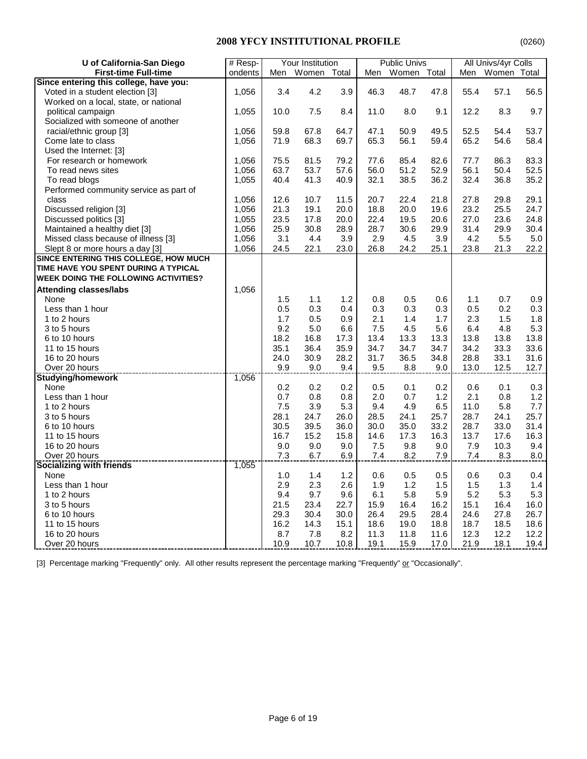# 2008 YFCY INSTITUTIONAL PROFILE

(0260)

| U of California-San Diego First-time Full-time | # Respondents | Your Institution | | | Public Univs | | | All Univs/4yr Colls | | |
|---|---|---|---|---|---|---|---|---|---|---|
| | | Men | Women | Total | Men | Women | Total | Men | Women | Total |
| **Since entering this college, have you:** | | | | | | | | | | |
| Voted in a student election [3] | 1,056 | 3.4 | 4.2 | 3.9 | 46.3 | 48.7 | 47.8 | 55.4 | 57.1 | 56.5 |
| Worked on a local, state, or national political campaign | 1,055 | 10.0 | 7.5 | 8.4 | 11.0 | 8.0 | 9.1 | 12.2 | 8.3 | 9.7 |
| Socialized with someone of another racial/ethnic group [3] | 1,056 | 59.8 | 67.8 | 64.7 | 47.1 | 50.9 | 49.5 | 52.5 | 54.4 | 53.7 |
| Come late to class | 1,056 | 71.9 | 68.3 | 69.7 | 65.3 | 56.1 | 59.4 | 65.2 | 54.6 | 58.4 |
| Used the Internet: [3] | | | | | | | | | | |
| For research or homework | 1,056 | 75.5 | 81.5 | 79.2 | 77.6 | 85.4 | 82.6 | 77.7 | 86.3 | 83.3 |
| To read news sites | 1,056 | 63.7 | 53.7 | 57.6 | 56.0 | 51.2 | 52.9 | 56.1 | 50.4 | 52.5 |
| To read blogs | 1,055 | 40.4 | 41.3 | 40.9 | 32.1 | 38.5 | 36.2 | 32.4 | 36.8 | 35.2 |
| Performed community service as part of class | 1,056 | 12.6 | 10.7 | 11.5 | 20.7 | 22.4 | 21.8 | 27.8 | 29.8 | 29.1 |
| Discussed religion [3] | 1,056 | 21.3 | 19.1 | 20.0 | 18.8 | 20.0 | 19.6 | 23.2 | 25.5 | 24.7 |
| Discussed politics [3] | 1,055 | 23.5 | 17.8 | 20.0 | 22.4 | 19.5 | 20.6 | 27.0 | 23.6 | 24.8 |
| Maintained a healthy diet [3] | 1,056 | 25.9 | 30.8 | 28.9 | 28.7 | 30.6 | 29.9 | 31.4 | 29.9 | 30.4 |
| Missed class because of illness [3] | 1,056 | 3.1 | 4.4 | 3.9 | 2.9 | 4.5 | 3.9 | 4.2 | 5.5 | 5.0 |
| Slept 8 or more hours a day [3] | 1,056 | 24.5 | 22.1 | 23.0 | 26.8 | 24.2 | 25.1 | 23.8 | 21.3 | 22.2 |
| **SINCE ENTERING THIS COLLEGE, HOW MUCH TIME HAVE YOU SPENT DURING A TYPICAL WEEK DOING THE FOLLOWING ACTIVITIES?** | | | | | | | | | | |
| **Attending classes/labs** | 1,056 | | | | | | | | | |
| None | | 1.5 | 1.1 | 1.2 | 0.8 | 0.5 | 0.6 | 1.1 | 0.7 | 0.9 |
| Less than 1 hour | | 0.5 | 0.3 | 0.4 | 0.3 | 0.3 | 0.3 | 0.5 | 0.2 | 0.3 |
| 1 to 2 hours | | 1.7 | 0.5 | 0.9 | 2.1 | 1.4 | 1.7 | 2.3 | 1.5 | 1.8 |
| 3 to 5 hours | | 9.2 | 5.0 | 6.6 | 7.5 | 4.5 | 5.6 | 6.4 | 4.8 | 5.3 |
| 6 to 10 hours | | 18.2 | 16.8 | 17.3 | 13.4 | 13.3 | 13.3 | 13.8 | 13.8 | 13.8 |
| 11 to 15 hours | | 35.1 | 36.4 | 35.9 | 34.7 | 34.7 | 34.7 | 34.2 | 33.3 | 33.6 |
| 16 to 20 hours | | 24.0 | 30.9 | 28.2 | 31.7 | 36.5 | 34.8 | 28.8 | 33.1 | 31.6 |
| Over 20 hours | | 9.9 | 9.0 | 9.4 | 9.5 | 8.8 | 9.0 | 13.0 | 12.5 | 12.7 |
| **Studying/homework** | 1,056 | | | | | | | | | |
| None | | 0.2 | 0.2 | 0.2 | 0.5 | 0.1 | 0.2 | 0.6 | 0.1 | 0.3 |
| Less than 1 hour | | 0.7 | 0.8 | 0.8 | 2.0 | 0.7 | 1.2 | 2.1 | 0.8 | 1.2 |
| 1 to 2 hours | | 7.5 | 3.9 | 5.3 | 9.4 | 4.9 | 6.5 | 11.0 | 5.8 | 7.7 |
| 3 to 5 hours | | 28.1 | 24.7 | 26.0 | 28.5 | 24.1 | 25.7 | 28.7 | 24.1 | 25.7 |
| 6 to 10 hours | | 30.5 | 39.5 | 36.0 | 30.0 | 35.0 | 33.2 | 28.7 | 33.0 | 31.4 |
| 11 to 15 hours | | 16.7 | 15.2 | 15.8 | 14.6 | 17.3 | 16.3 | 13.7 | 17.6 | 16.3 |
| 16 to 20 hours | | 9.0 | 9.0 | 9.0 | 7.5 | 9.8 | 9.0 | 7.9 | 10.3 | 9.4 |
| Over 20 hours | | 7.3 | 6.7 | 6.9 | 7.4 | 8.2 | 7.9 | 7.4 | 8.3 | 8.0 |
| **Socializing with friends** | 1,055 | | | | | | | | | |
| None | | 1.0 | 1.4 | 1.2 | 0.6 | 0.5 | 0.5 | 0.6 | 0.3 | 0.4 |
| Less than 1 hour | | 2.9 | 2.3 | 2.6 | 1.9 | 1.2 | 1.5 | 1.5 | 1.3 | 1.4 |
| 1 to 2 hours | | 9.4 | 9.7 | 9.6 | 6.1 | 5.8 | 5.9 | 5.2 | 5.3 | 5.3 |
| 3 to 5 hours | | 21.5 | 23.4 | 22.7 | 15.9 | 16.4 | 16.2 | 15.1 | 16.4 | 16.0 |
| 6 to 10 hours | | 29.3 | 30.4 | 30.0 | 26.4 | 29.5 | 28.4 | 24.6 | 27.8 | 26.7 |
| 11 to 15 hours | | 16.2 | 14.3 | 15.1 | 18.6 | 19.0 | 18.8 | 18.7 | 18.5 | 18.6 |
| 16 to 20 hours | | 8.7 | 7.8 | 8.2 | 11.3 | 11.8 | 11.6 | 12.3 | 12.2 | 12.2 |
| Over 20 hours | | 10.9 | 10.7 | 10.8 | 19.1 | 15.9 | 17.0 | 21.9 | 18.1 | 19.4 |

[3] Percentage marking "Frequently" only. All other results represent the percentage marking "Frequently" or "Occasionally".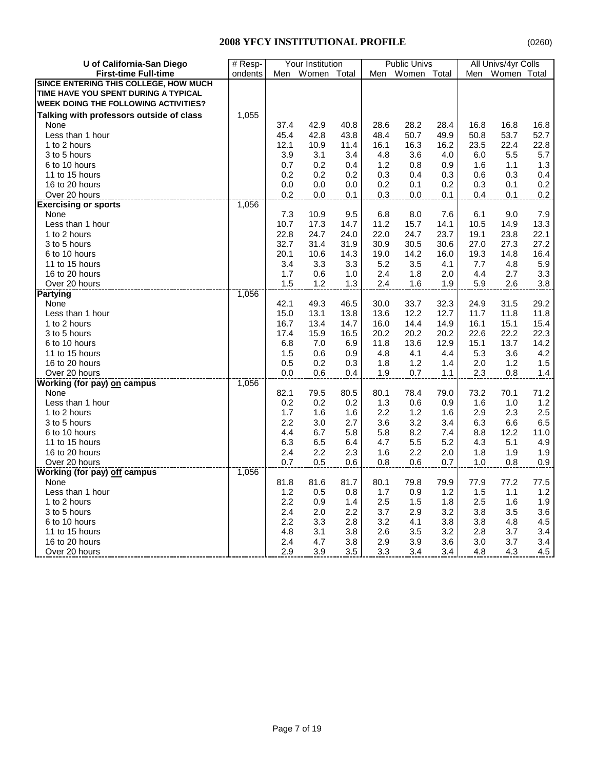## 2008 YFCY INSTITUTIONAL PROFILE

(0260)

| U of California-San Diego | # Resp- | Your Institution | | | Public Univs | | | All Univs/4yr Colls | | |
|---|---|---|---|---|---|---|---|---|---|---|
| **First-time Full-time** | ondents | Men | Women | Total | Men | Women | Total | Men | Women | Total |
| **SINCE ENTERING THIS COLLEGE, HOW MUCH TIME HAVE YOU SPENT DURING A TYPICAL WEEK DOING THE FOLLOWING ACTIVITIES?** | | | | | | | | | | |
| **Talking with professors outside of class** | 1,055 | | | | | | | | | |
| None | | 37.4 | 42.9 | 40.8 | 28.6 | 28.2 | 28.4 | 16.8 | 16.8 | 16.8 |
| Less than 1 hour | | 45.4 | 42.8 | 43.8 | 48.4 | 50.7 | 49.9 | 50.8 | 53.7 | 52.7 |
| 1 to 2 hours | | 12.1 | 10.9 | 11.4 | 16.1 | 16.3 | 16.2 | 23.5 | 22.4 | 22.8 |
| 3 to 5 hours | | 3.9 | 3.1 | 3.4 | 4.8 | 3.6 | 4.0 | 6.0 | 5.5 | 5.7 |
| 6 to 10 hours | | 0.7 | 0.2 | 0.4 | 1.2 | 0.8 | 0.9 | 1.6 | 1.1 | 1.3 |
| 11 to 15 hours | | 0.2 | 0.2 | 0.2 | 0.3 | 0.4 | 0.3 | 0.6 | 0.3 | 0.4 |
| 16 to 20 hours | | 0.0 | 0.0 | 0.0 | 0.2 | 0.1 | 0.2 | 0.3 | 0.1 | 0.2 |
| Over 20 hours | | 0.2 | 0.0 | 0.1 | 0.3 | 0.0 | 0.1 | 0.4 | 0.1 | 0.2 |
| **Exercising or sports** | 1,056 | | | | | | | | | |
| None | | 7.3 | 10.9 | 9.5 | 6.8 | 8.0 | 7.6 | 6.1 | 9.0 | 7.9 |
| Less than 1 hour | | 10.7 | 17.3 | 14.7 | 11.2 | 15.7 | 14.1 | 10.5 | 14.9 | 13.3 |
| 1 to 2 hours | | 22.8 | 24.7 | 24.0 | 22.0 | 24.7 | 23.7 | 19.1 | 23.8 | 22.1 |
| 3 to 5 hours | | 32.7 | 31.4 | 31.9 | 30.9 | 30.5 | 30.6 | 27.0 | 27.3 | 27.2 |
| 6 to 10 hours | | 20.1 | 10.6 | 14.3 | 19.0 | 14.2 | 16.0 | 19.3 | 14.8 | 16.4 |
| 11 to 15 hours | | 3.4 | 3.3 | 3.3 | 5.2 | 3.5 | 4.1 | 7.7 | 4.8 | 5.9 |
| 16 to 20 hours | | 1.7 | 0.6 | 1.0 | 2.4 | 1.8 | 2.0 | 4.4 | 2.7 | 3.3 |
| Over 20 hours | | 1.5 | 1.2 | 1.3 | 2.4 | 1.6 | 1.9 | 5.9 | 2.6 | 3.8 |
| **Partying** | 1,056 | | | | | | | | | |
| None | | 42.1 | 49.3 | 46.5 | 30.0 | 33.7 | 32.3 | 24.9 | 31.5 | 29.2 |
| Less than 1 hour | | 15.0 | 13.1 | 13.8 | 13.6 | 12.2 | 12.7 | 11.7 | 11.8 | 11.8 |
| 1 to 2 hours | | 16.7 | 13.4 | 14.7 | 16.0 | 14.4 | 14.9 | 16.1 | 15.1 | 15.4 |
| 3 to 5 hours | | 17.4 | 15.9 | 16.5 | 20.2 | 20.2 | 20.2 | 22.6 | 22.2 | 22.3 |
| 6 to 10 hours | | 6.8 | 7.0 | 6.9 | 11.8 | 13.6 | 12.9 | 15.1 | 13.7 | 14.2 |
| 11 to 15 hours | | 1.5 | 0.6 | 0.9 | 4.8 | 4.1 | 4.4 | 5.3 | 3.6 | 4.2 |
| 16 to 20 hours | | 0.5 | 0.2 | 0.3 | 1.8 | 1.2 | 1.4 | 2.0 | 1.2 | 1.5 |
| Over 20 hours | | 0.0 | 0.6 | 0.4 | 1.9 | 0.7 | 1.1 | 2.3 | 0.8 | 1.4 |
| **Working (for pay) on campus** | 1,056 | | | | | | | | | |
| None | | 82.1 | 79.5 | 80.5 | 80.1 | 78.4 | 79.0 | 73.2 | 70.1 | 71.2 |
| Less than 1 hour | | 0.2 | 0.2 | 0.2 | 1.3 | 0.6 | 0.9 | 1.6 | 1.0 | 1.2 |
| 1 to 2 hours | | 1.7 | 1.6 | 1.6 | 2.2 | 1.2 | 1.6 | 2.9 | 2.3 | 2.5 |
| 3 to 5 hours | | 2.2 | 3.0 | 2.7 | 3.6 | 3.2 | 3.4 | 6.3 | 6.6 | 6.5 |
| 6 to 10 hours | | 4.4 | 6.7 | 5.8 | 5.8 | 8.2 | 7.4 | 8.8 | 12.2 | 11.0 |
| 11 to 15 hours | | 6.3 | 6.5 | 6.4 | 4.7 | 5.5 | 5.2 | 4.3 | 5.1 | 4.9 |
| 16 to 20 hours | | 2.4 | 2.2 | 2.3 | 1.6 | 2.2 | 2.0 | 1.8 | 1.9 | 1.9 |
| Over 20 hours | | 0.7 | 0.5 | 0.6 | 0.8 | 0.6 | 0.7 | 1.0 | 0.8 | 0.9 |
| **Working (for pay) off campus** | 1,056 | | | | | | | | | |
| None | | 81.8 | 81.6 | 81.7 | 80.1 | 79.8 | 79.9 | 77.9 | 77.2 | 77.5 |
| Less than 1 hour | | 1.2 | 0.5 | 0.8 | 1.7 | 0.9 | 1.2 | 1.5 | 1.1 | 1.2 |
| 1 to 2 hours | | 2.2 | 0.9 | 1.4 | 2.5 | 1.5 | 1.8 | 2.5 | 1.6 | 1.9 |
| 3 to 5 hours | | 2.4 | 2.0 | 2.2 | 3.7 | 2.9 | 3.2 | 3.8 | 3.5 | 3.6 |
| 6 to 10 hours | | 2.2 | 3.3 | 2.8 | 3.2 | 4.1 | 3.8 | 3.8 | 4.8 | 4.5 |
| 11 to 15 hours | | 4.8 | 3.1 | 3.8 | 2.6 | 3.5 | 3.2 | 2.8 | 3.7 | 3.4 |
| 16 to 20 hours | | 2.4 | 4.7 | 3.8 | 2.9 | 3.9 | 3.6 | 3.0 | 3.7 | 3.4 |
| Over 20 hours | | 2.9 | 3.9 | 3.5 | 3.3 | 3.4 | 3.4 | 4.8 | 4.3 | 4.5 |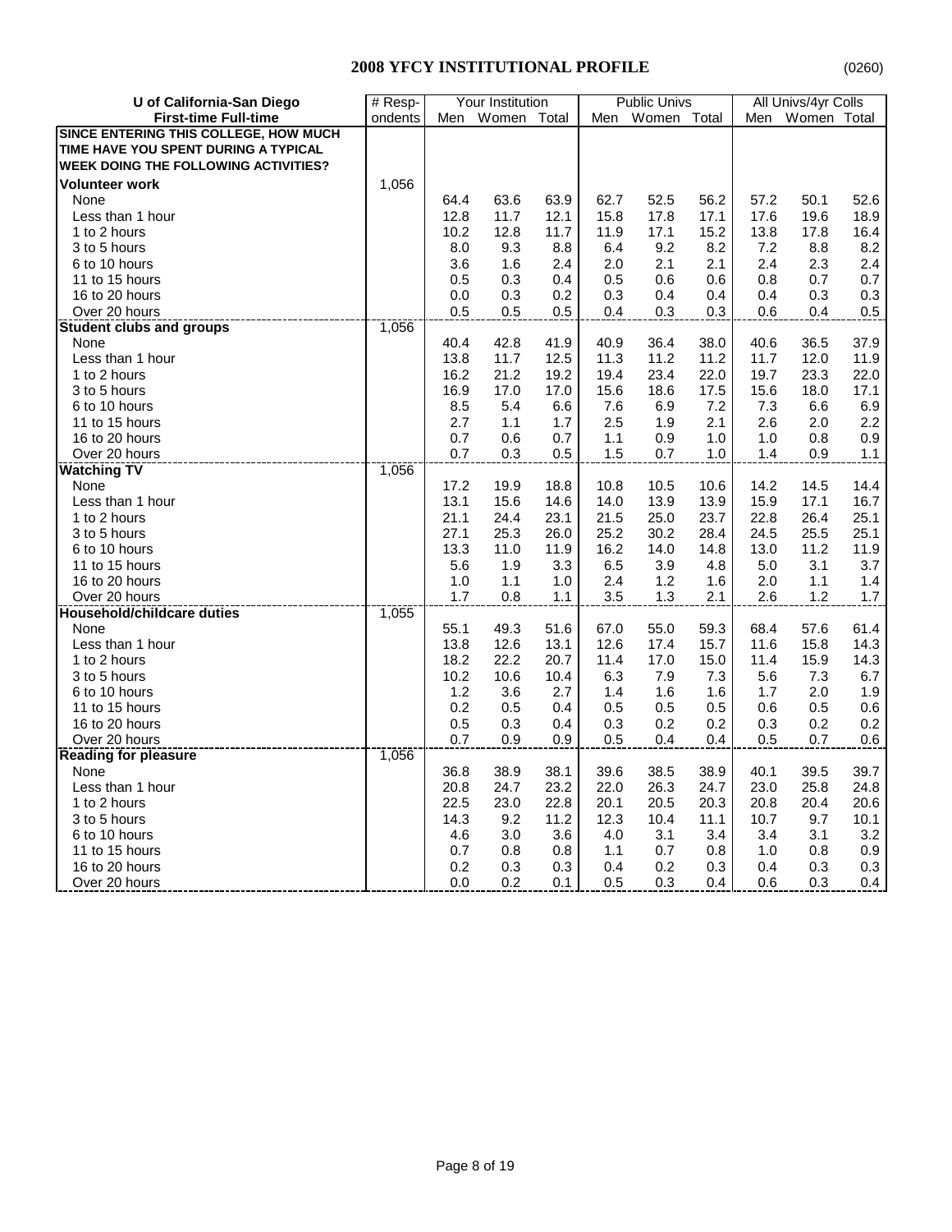## 2008 YFCY INSTITUTIONAL PROFILE

(0260)

| U of California-San Diego | # Resp- | Your Institution | | | Public Univs | | | All Univs/4yr Colls | | |
|---|---|---|---|---|---|---|---|---|---|---|
| **First-time Full-time** | ondents | Men | Women | Total | Men | Women | Total | Men | Women | Total |
| **SINCE ENTERING THIS COLLEGE, HOW MUCH TIME HAVE YOU SPENT DURING A TYPICAL WEEK DOING THE FOLLOWING ACTIVITIES?** | | | | | | | | | | |
| **Volunteer work** | 1,056 | | | | | | | | | |
| None | | 64.4 | 63.6 | 63.9 | 62.7 | 52.5 | 56.2 | 57.2 | 50.1 | 52.6 |
| Less than 1 hour | | 12.8 | 11.7 | 12.1 | 15.8 | 17.8 | 17.1 | 17.6 | 19.6 | 18.9 |
| 1 to 2 hours | | 10.2 | 12.8 | 11.7 | 11.9 | 17.1 | 15.2 | 13.8 | 17.8 | 16.4 |
| 3 to 5 hours | | 8.0 | 9.3 | 8.8 | 6.4 | 9.2 | 8.2 | 7.2 | 8.8 | 8.2 |
| 6 to 10 hours | | 3.6 | 1.6 | 2.4 | 2.0 | 2.1 | 2.1 | 2.4 | 2.3 | 2.4 |
| 11 to 15 hours | | 0.5 | 0.3 | 0.4 | 0.5 | 0.6 | 0.6 | 0.8 | 0.7 | 0.7 |
| 16 to 20 hours | | 0.0 | 0.3 | 0.2 | 0.3 | 0.4 | 0.4 | 0.4 | 0.3 | 0.3 |
| Over 20 hours | | 0.5 | 0.5 | 0.5 | 0.4 | 0.3 | 0.3 | 0.6 | 0.4 | 0.5 |
| **Student clubs and groups** | 1,056 | | | | | | | | | |
| None | | 40.4 | 42.8 | 41.9 | 40.9 | 36.4 | 38.0 | 40.6 | 36.5 | 37.9 |
| Less than 1 hour | | 13.8 | 11.7 | 12.5 | 11.3 | 11.2 | 11.2 | 11.7 | 12.0 | 11.9 |
| 1 to 2 hours | | 16.2 | 21.2 | 19.2 | 19.4 | 23.4 | 22.0 | 19.7 | 23.3 | 22.0 |
| 3 to 5 hours | | 16.9 | 17.0 | 17.0 | 15.6 | 18.6 | 17.5 | 15.6 | 18.0 | 17.1 |
| 6 to 10 hours | | 8.5 | 5.4 | 6.6 | 7.6 | 6.9 | 7.2 | 7.3 | 6.6 | 6.9 |
| 11 to 15 hours | | 2.7 | 1.1 | 1.7 | 2.5 | 1.9 | 2.1 | 2.6 | 2.0 | 2.2 |
| 16 to 20 hours | | 0.7 | 0.6 | 0.7 | 1.1 | 0.9 | 1.0 | 1.0 | 0.8 | 0.9 |
| Over 20 hours | | 0.7 | 0.3 | 0.5 | 1.5 | 0.7 | 1.0 | 1.4 | 0.9 | 1.1 |
| **Watching TV** | 1,056 | | | | | | | | | |
| None | | 17.2 | 19.9 | 18.8 | 10.8 | 10.5 | 10.6 | 14.2 | 14.5 | 14.4 |
| Less than 1 hour | | 13.1 | 15.6 | 14.6 | 14.0 | 13.9 | 13.9 | 15.9 | 17.1 | 16.7 |
| 1 to 2 hours | | 21.1 | 24.4 | 23.1 | 21.5 | 25.0 | 23.7 | 22.8 | 26.4 | 25.1 |
| 3 to 5 hours | | 27.1 | 25.3 | 26.0 | 25.2 | 30.2 | 28.4 | 24.5 | 25.5 | 25.1 |
| 6 to 10 hours | | 13.3 | 11.0 | 11.9 | 16.2 | 14.0 | 14.8 | 13.0 | 11.2 | 11.9 |
| 11 to 15 hours | | 5.6 | 1.9 | 3.3 | 6.5 | 3.9 | 4.8 | 5.0 | 3.1 | 3.7 |
| 16 to 20 hours | | 1.0 | 1.1 | 1.0 | 2.4 | 1.2 | 1.6 | 2.0 | 1.1 | 1.4 |
| Over 20 hours | | 1.7 | 0.8 | 1.1 | 3.5 | 1.3 | 2.1 | 2.6 | 1.2 | 1.7 |
| **Household/childcare duties** | 1,055 | | | | | | | | | |
| None | | 55.1 | 49.3 | 51.6 | 67.0 | 55.0 | 59.3 | 68.4 | 57.6 | 61.4 |
| Less than 1 hour | | 13.8 | 12.6 | 13.1 | 12.6 | 17.4 | 15.7 | 11.6 | 15.8 | 14.3 |
| 1 to 2 hours | | 18.2 | 22.2 | 20.7 | 11.4 | 17.0 | 15.0 | 11.4 | 15.9 | 14.3 |
| 3 to 5 hours | | 10.2 | 10.6 | 10.4 | 6.3 | 7.9 | 7.3 | 5.6 | 7.3 | 6.7 |
| 6 to 10 hours | | 1.2 | 3.6 | 2.7 | 1.4 | 1.6 | 1.6 | 1.7 | 2.0 | 1.9 |
| 11 to 15 hours | | 0.2 | 0.5 | 0.4 | 0.5 | 0.5 | 0.5 | 0.6 | 0.5 | 0.6 |
| 16 to 20 hours | | 0.5 | 0.3 | 0.4 | 0.3 | 0.2 | 0.2 | 0.3 | 0.2 | 0.2 |
| Over 20 hours | | 0.7 | 0.9 | 0.9 | 0.5 | 0.4 | 0.4 | 0.5 | 0.7 | 0.6 |
| **Reading for pleasure** | 1,056 | | | | | | | | | |
| None | | 36.8 | 38.9 | 38.1 | 39.6 | 38.5 | 38.9 | 40.1 | 39.5 | 39.7 |
| Less than 1 hour | | 20.8 | 24.7 | 23.2 | 22.0 | 26.3 | 24.7 | 23.0 | 25.8 | 24.8 |
| 1 to 2 hours | | 22.5 | 23.0 | 22.8 | 20.1 | 20.5 | 20.3 | 20.8 | 20.4 | 20.6 |
| 3 to 5 hours | | 14.3 | 9.2 | 11.2 | 12.3 | 10.4 | 11.1 | 10.7 | 9.7 | 10.1 |
| 6 to 10 hours | | 4.6 | 3.0 | 3.6 | 4.0 | 3.1 | 3.4 | 3.4 | 3.1 | 3.2 |
| 11 to 15 hours | | 0.7 | 0.8 | 0.8 | 1.1 | 0.7 | 0.8 | 1.0 | 0.8 | 0.9 |
| 16 to 20 hours | | 0.2 | 0.3 | 0.3 | 0.4 | 0.2 | 0.3 | 0.4 | 0.3 | 0.3 |
| Over 20 hours | | 0.0 | 0.2 | 0.1 | 0.5 | 0.3 | 0.4 | 0.6 | 0.3 | 0.4 |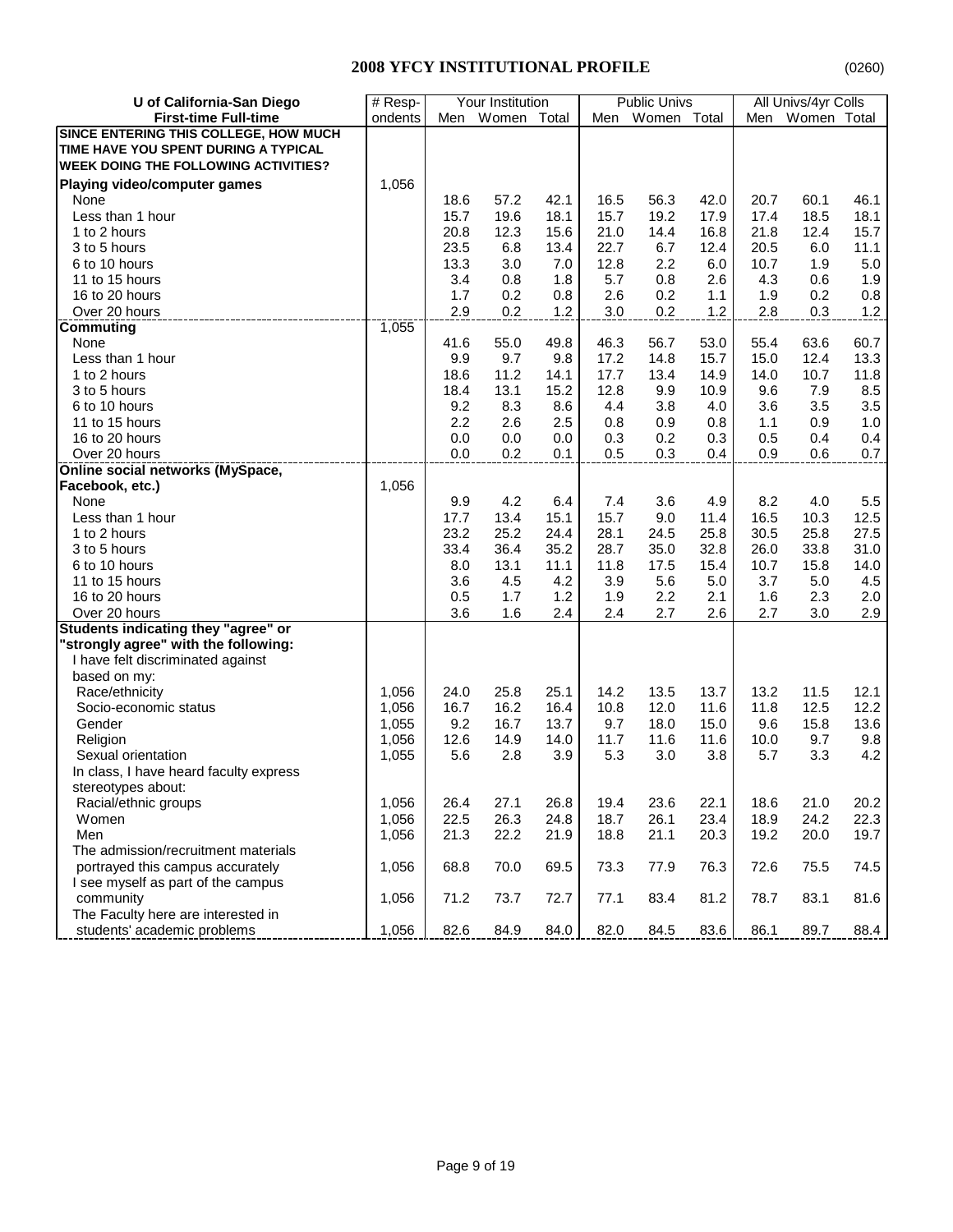# 2008 YFCY INSTITUTIONAL PROFILE

(0260)

| U of California-San Diego | # Resp- | Your Institution | | | Public Univs | | | All Univs/4yr Colls | | |
|---|---|---|---|---|---|---|---|---|---|---|
| **First-time Full-time** | ondents | Men | Women | Total | Men | Women | Total | Men | Women | Total |
| **SINCE ENTERING THIS COLLEGE, HOW MUCH TIME HAVE YOU SPENT DURING A TYPICAL WEEK DOING THE FOLLOWING ACTIVITIES?** | | | | | | | | | | |
| **Playing video/computer games** | 1,056 | | | | | | | | | |
| None | | 18.6 | 57.2 | 42.1 | 16.5 | 56.3 | 42.0 | 20.7 | 60.1 | 46.1 |
| Less than 1 hour | | 15.7 | 19.6 | 18.1 | 15.7 | 19.2 | 17.9 | 17.4 | 18.5 | 18.1 |
| 1 to 2 hours | | 20.8 | 12.3 | 15.6 | 21.0 | 14.4 | 16.8 | 21.8 | 12.4 | 15.7 |
| 3 to 5 hours | | 23.5 | 6.8 | 13.4 | 22.7 | 6.7 | 12.4 | 20.5 | 6.0 | 11.1 |
| 6 to 10 hours | | 13.3 | 3.0 | 7.0 | 12.8 | 2.2 | 6.0 | 10.7 | 1.9 | 5.0 |
| 11 to 15 hours | | 3.4 | 0.8 | 1.8 | 5.7 | 0.8 | 2.6 | 4.3 | 0.6 | 1.9 |
| 16 to 20 hours | | 1.7 | 0.2 | 0.8 | 2.6 | 0.2 | 1.1 | 1.9 | 0.2 | 0.8 |
| Over 20 hours | | 2.9 | 0.2 | 1.2 | 3.0 | 0.2 | 1.2 | 2.8 | 0.3 | 1.2 |
| **Commuting** | 1,055 | | | | | | | | | |
| None | | 41.6 | 55.0 | 49.8 | 46.3 | 56.7 | 53.0 | 55.4 | 63.6 | 60.7 |
| Less than 1 hour | | 9.9 | 9.7 | 9.8 | 17.2 | 14.8 | 15.7 | 15.0 | 12.4 | 13.3 |
| 1 to 2 hours | | 18.6 | 11.2 | 14.1 | 17.7 | 13.4 | 14.9 | 14.0 | 10.7 | 11.8 |
| 3 to 5 hours | | 18.4 | 13.1 | 15.2 | 12.8 | 9.9 | 10.9 | 9.6 | 7.9 | 8.5 |
| 6 to 10 hours | | 9.2 | 8.3 | 8.6 | 4.4 | 3.8 | 4.0 | 3.6 | 3.5 | 3.5 |
| 11 to 15 hours | | 2.2 | 2.6 | 2.5 | 0.8 | 0.9 | 0.8 | 1.1 | 0.9 | 1.0 |
| 16 to 20 hours | | 0.0 | 0.0 | 0.0 | 0.3 | 0.2 | 0.3 | 0.5 | 0.4 | 0.4 |
| Over 20 hours | | 0.0 | 0.2 | 0.1 | 0.5 | 0.3 | 0.4 | 0.9 | 0.6 | 0.7 |
| **Online social networks (MySpace, Facebook, etc.)** | 1,056 | | | | | | | | | |
| None | | 9.9 | 4.2 | 6.4 | 7.4 | 3.6 | 4.9 | 8.2 | 4.0 | 5.5 |
| Less than 1 hour | | 17.7 | 13.4 | 15.1 | 15.7 | 9.0 | 11.4 | 16.5 | 10.3 | 12.5 |
| 1 to 2 hours | | 23.2 | 25.2 | 24.4 | 28.1 | 24.5 | 25.8 | 30.5 | 25.8 | 27.5 |
| 3 to 5 hours | | 33.4 | 36.4 | 35.2 | 28.7 | 35.0 | 32.8 | 26.0 | 33.8 | 31.0 |
| 6 to 10 hours | | 8.0 | 13.1 | 11.1 | 11.8 | 17.5 | 15.4 | 10.7 | 15.8 | 14.0 |
| 11 to 15 hours | | 3.6 | 4.5 | 4.2 | 3.9 | 5.6 | 5.0 | 3.7 | 5.0 | 4.5 |
| 16 to 20 hours | | 0.5 | 1.7 | 1.2 | 1.9 | 2.2 | 2.1 | 1.6 | 2.3 | 2.0 |
| Over 20 hours | | 3.6 | 1.6 | 2.4 | 2.4 | 2.7 | 2.6 | 2.7 | 3.0 | 2.9 |
| **Students indicating they "agree" or "strongly agree" with the following:** | | | | | | | | | | |
| I have felt discriminated against based on my: | | | | | | | | | | |
| Race/ethnicity | 1,056 | 24.0 | 25.8 | 25.1 | 14.2 | 13.5 | 13.7 | 13.2 | 11.5 | 12.1 |
| Socio-economic status | 1,056 | 16.7 | 16.2 | 16.4 | 10.8 | 12.0 | 11.6 | 11.8 | 12.5 | 12.2 |
| Gender | 1,055 | 9.2 | 16.7 | 13.7 | 9.7 | 18.0 | 15.0 | 9.6 | 15.8 | 13.6 |
| Religion | 1,056 | 12.6 | 14.9 | 14.0 | 11.7 | 11.6 | 11.6 | 10.0 | 9.7 | 9.8 |
| Sexual orientation | 1,055 | 5.6 | 2.8 | 3.9 | 5.3 | 3.0 | 3.8 | 5.7 | 3.3 | 4.2 |
| In class, I have heard faculty express stereotypes about: | | | | | | | | | | |
| Racial/ethnic groups | 1,056 | 26.4 | 27.1 | 26.8 | 19.4 | 23.6 | 22.1 | 18.6 | 21.0 | 20.2 |
| Women | 1,056 | 22.5 | 26.3 | 24.8 | 18.7 | 26.1 | 23.4 | 18.9 | 24.2 | 22.3 |
| Men | 1,056 | 21.3 | 22.2 | 21.9 | 18.8 | 21.1 | 20.3 | 19.2 | 20.0 | 19.7 |
| The admission/recruitment materials portrayed this campus accurately | 1,056 | 68.8 | 70.0 | 69.5 | 73.3 | 77.9 | 76.3 | 72.6 | 75.5 | 74.5 |
| I see myself as part of the campus community | 1,056 | 71.2 | 73.7 | 72.7 | 77.1 | 83.4 | 81.2 | 78.7 | 83.1 | 81.6 |
| The Faculty here are interested in students' academic problems | 1,056 | 82.6 | 84.9 | 84.0 | 82.0 | 84.5 | 83.6 | 86.1 | 89.7 | 88.4 |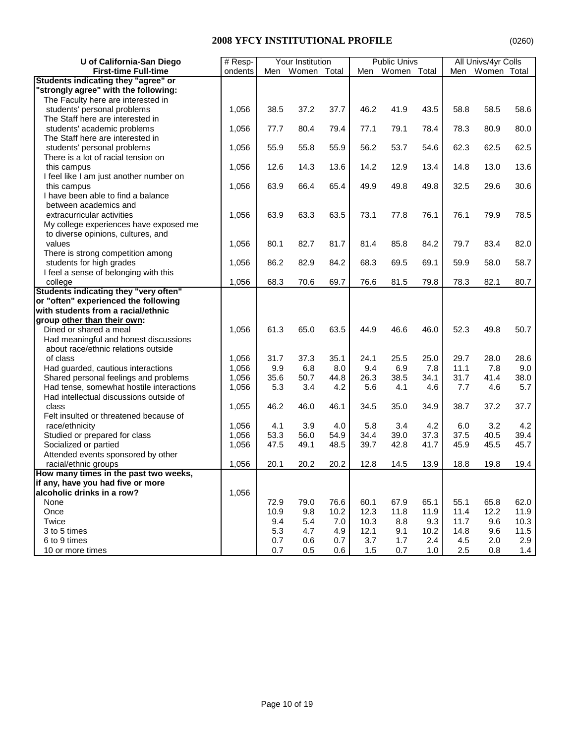## 2008 YFCY INSTITUTIONAL PROFILE

(0260)

| U of California-San Diego First-time Full-time | # Respondents | Your Institution | | | Public Univs | | | All Univs/4yr Colls | | |
|---|---|---|---|---|---|---|---|---|---|---|
| | | Men | Women | Total | Men | Women | Total | Men | Women | Total |
| **Students indicating they "agree" or "strongly agree" with the following:** | | | | | | | | | | |
| The Faculty here are interested in students' personal problems | 1,056 | 38.5 | 37.2 | 37.7 | 46.2 | 41.9 | 43.5 | 58.8 | 58.5 | 58.6 |
| The Staff here are interested in students' academic problems | 1,056 | 77.7 | 80.4 | 79.4 | 77.1 | 79.1 | 78.4 | 78.3 | 80.9 | 80.0 |
| The Staff here are interested in students' personal problems | 1,056 | 55.9 | 55.8 | 55.9 | 56.2 | 53.7 | 54.6 | 62.3 | 62.5 | 62.5 |
| There is a lot of racial tension on this campus | 1,056 | 12.6 | 14.3 | 13.6 | 14.2 | 12.9 | 13.4 | 14.8 | 13.0 | 13.6 |
| I feel like I am just another number on this campus | 1,056 | 63.9 | 66.4 | 65.4 | 49.9 | 49.8 | 49.8 | 32.5 | 29.6 | 30.6 |
| I have been able to find a balance between academics and extracurricular activities | 1,056 | 63.9 | 63.3 | 63.5 | 73.1 | 77.8 | 76.1 | 76.1 | 79.9 | 78.5 |
| My college experiences have exposed me to diverse opinions, cultures, and values | 1,056 | 80.1 | 82.7 | 81.7 | 81.4 | 85.8 | 84.2 | 79.7 | 83.4 | 82.0 |
| There is strong competition among students for high grades | 1,056 | 86.2 | 82.9 | 84.2 | 68.3 | 69.5 | 69.1 | 59.9 | 58.0 | 58.7 |
| I feel a sense of belonging with this college | 1,056 | 68.3 | 70.6 | 69.7 | 76.6 | 81.5 | 79.8 | 78.3 | 82.1 | 80.7 |
| **Students indicating they "very often" or "often" experienced the following with students from a racial/ethnic group other than their own:** | | | | | | | | | | |
| Dined or shared a meal | 1,056 | 61.3 | 65.0 | 63.5 | 44.9 | 46.6 | 46.0 | 52.3 | 49.8 | 50.7 |
| Had meaningful and honest discussions about race/ethnic relations outside of class | 1,056 | 31.7 | 37.3 | 35.1 | 24.1 | 25.5 | 25.0 | 29.7 | 28.0 | 28.6 |
| Had guarded, cautious interactions | 1,056 | 9.9 | 6.8 | 8.0 | 9.4 | 6.9 | 7.8 | 11.1 | 7.8 | 9.0 |
| Shared personal feelings and problems | 1,056 | 35.6 | 50.7 | 44.8 | 26.3 | 38.5 | 34.1 | 31.7 | 41.4 | 38.0 |
| Had tense, somewhat hostile interactions | 1,056 | 5.3 | 3.4 | 4.2 | 5.6 | 4.1 | 4.6 | 7.7 | 4.6 | 5.7 |
| Had intellectual discussions outside of class | 1,055 | 46.2 | 46.0 | 46.1 | 34.5 | 35.0 | 34.9 | 38.7 | 37.2 | 37.7 |
| Felt insulted or threatened because of race/ethnicity | 1,056 | 4.1 | 3.9 | 4.0 | 5.8 | 3.4 | 4.2 | 6.0 | 3.2 | 4.2 |
| Studied or prepared for class | 1,056 | 53.3 | 56.0 | 54.9 | 34.4 | 39.0 | 37.3 | 37.5 | 40.5 | 39.4 |
| Socialized or partied | 1,056 | 47.5 | 49.1 | 48.5 | 39.7 | 42.8 | 41.7 | 45.9 | 45.5 | 45.7 |
| Attended events sponsored by other racial/ethnic groups | 1,056 | 20.1 | 20.2 | 20.2 | 12.8 | 14.5 | 13.9 | 18.8 | 19.8 | 19.4 |
| **How many times in the past two weeks, if any, have you had five or more alcoholic drinks in a row?** | 1,056 | | | | | | | | | |
| None | | 72.9 | 79.0 | 76.6 | 60.1 | 67.9 | 65.1 | 55.1 | 65.8 | 62.0 |
| Once | | 10.9 | 9.8 | 10.2 | 12.3 | 11.8 | 11.9 | 11.4 | 12.2 | 11.9 |
| Twice | | 9.4 | 5.4 | 7.0 | 10.3 | 8.8 | 9.3 | 11.7 | 9.6 | 10.3 |
| 3 to 5 times | | 5.3 | 4.7 | 4.9 | 12.1 | 9.1 | 10.2 | 14.8 | 9.6 | 11.5 |
| 6 to 9 times | | 0.7 | 0.6 | 0.7 | 3.7 | 1.7 | 2.4 | 4.5 | 2.0 | 2.9 |
| 10 or more times | | 0.7 | 0.5 | 0.6 | 1.5 | 0.7 | 1.0 | 2.5 | 0.8 | 1.4 |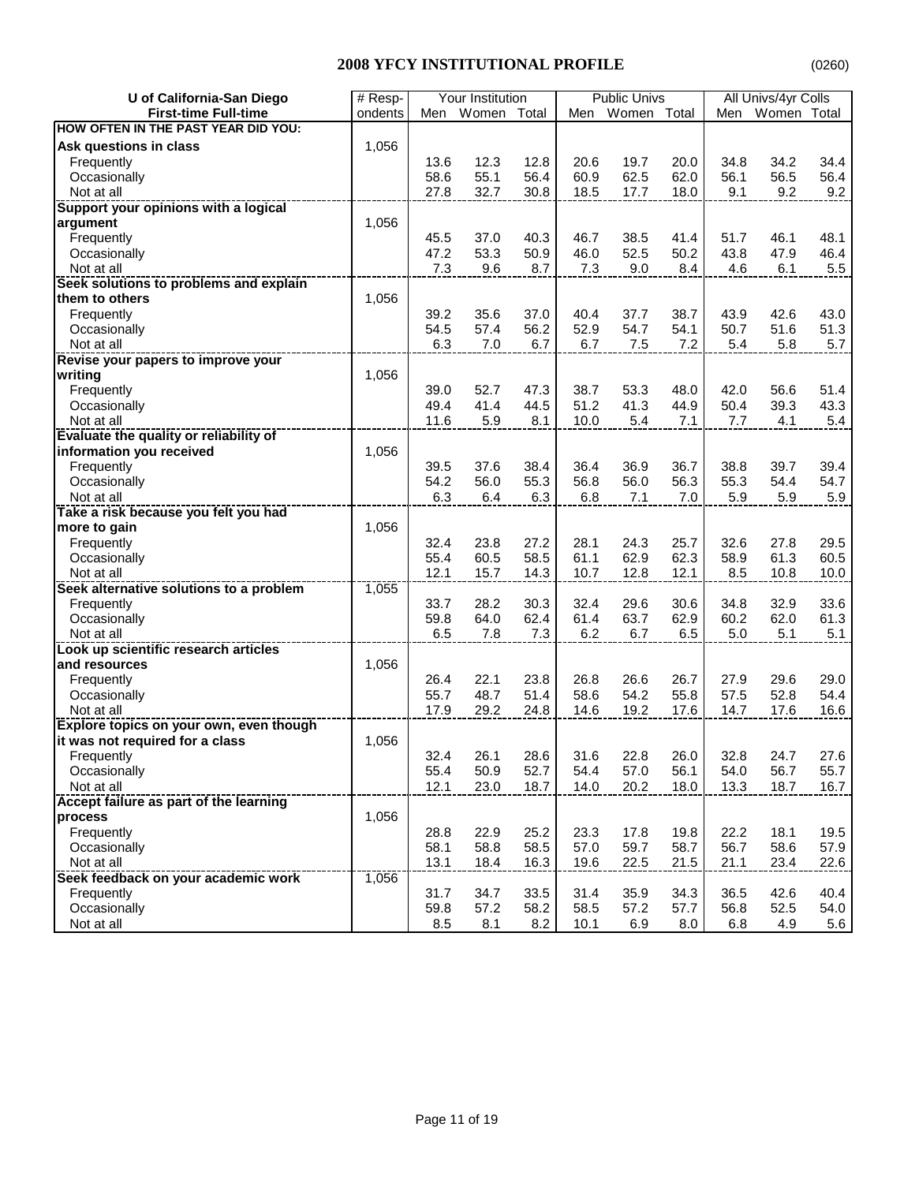## 2008 YFCY INSTITUTIONAL PROFILE

(0260)

| U of California-San Diego First-time Full-time | # Respondents | Your Institution | | | Public Univs | | | All Univs/4yr Colls | | |
|---|---|---|---|---|---|---|---|---|---|---|
| | | Men | Women | Total | Men | Women | Total | Men | Women | Total |
| **HOW OFTEN IN THE PAST YEAR DID YOU:** | | | | | | | | | | |
| **Ask questions in class** | 1,056 | | | | | | | | | |
| Frequently | | 13.6 | 12.3 | 12.8 | 20.6 | 19.7 | 20.0 | 34.8 | 34.2 | 34.4 |
| Occasionally | | 58.6 | 55.1 | 56.4 | 60.9 | 62.5 | 62.0 | 56.1 | 56.5 | 56.4 |
| Not at all | | 27.8 | 32.7 | 30.8 | 18.5 | 17.7 | 18.0 | 9.1 | 9.2 | 9.2 |
| **Support your opinions with a logical argument** | 1,056 | | | | | | | | | |
| Frequently | | 45.5 | 37.0 | 40.3 | 46.7 | 38.5 | 41.4 | 51.7 | 46.1 | 48.1 |
| Occasionally | | 47.2 | 53.3 | 50.9 | 46.0 | 52.5 | 50.2 | 43.8 | 47.9 | 46.4 |
| Not at all | | 7.3 | 9.6 | 8.7 | 7.3 | 9.0 | 8.4 | 4.6 | 6.1 | 5.5 |
| **Seek solutions to problems and explain them to others** | 1,056 | | | | | | | | | |
| Frequently | | 39.2 | 35.6 | 37.0 | 40.4 | 37.7 | 38.7 | 43.9 | 42.6 | 43.0 |
| Occasionally | | 54.5 | 57.4 | 56.2 | 52.9 | 54.7 | 54.1 | 50.7 | 51.6 | 51.3 |
| Not at all | | 6.3 | 7.0 | 6.7 | 6.7 | 7.5 | 7.2 | 5.4 | 5.8 | 5.7 |
| **Revise your papers to improve your writing** | 1,056 | | | | | | | | | |
| Frequently | | 39.0 | 52.7 | 47.3 | 38.7 | 53.3 | 48.0 | 42.0 | 56.6 | 51.4 |
| Occasionally | | 49.4 | 41.4 | 44.5 | 51.2 | 41.3 | 44.9 | 50.4 | 39.3 | 43.3 |
| Not at all | | 11.6 | 5.9 | 8.1 | 10.0 | 5.4 | 7.1 | 7.7 | 4.1 | 5.4 |
| **Evaluate the quality or reliability of information you received** | 1,056 | | | | | | | | | |
| Frequently | | 39.5 | 37.6 | 38.4 | 36.4 | 36.9 | 36.7 | 38.8 | 39.7 | 39.4 |
| Occasionally | | 54.2 | 56.0 | 55.3 | 56.8 | 56.0 | 56.3 | 55.3 | 54.4 | 54.7 |
| Not at all | | 6.3 | 6.4 | 6.3 | 6.8 | 7.1 | 7.0 | 5.9 | 5.9 | 5.9 |
| **Take a risk because you felt you had more to gain** | 1,056 | | | | | | | | | |
| Frequently | | 32.4 | 23.8 | 27.2 | 28.1 | 24.3 | 25.7 | 32.6 | 27.8 | 29.5 |
| Occasionally | | 55.4 | 60.5 | 58.5 | 61.1 | 62.9 | 62.3 | 58.9 | 61.3 | 60.5 |
| Not at all | | 12.1 | 15.7 | 14.3 | 10.7 | 12.8 | 12.1 | 8.5 | 10.8 | 10.0 |
| **Seek alternative solutions to a problem** | 1,055 | | | | | | | | | |
| Frequently | | 33.7 | 28.2 | 30.3 | 32.4 | 29.6 | 30.6 | 34.8 | 32.9 | 33.6 |
| Occasionally | | 59.8 | 64.0 | 62.4 | 61.4 | 63.7 | 62.9 | 60.2 | 62.0 | 61.3 |
| Not at all | | 6.5 | 7.8 | 7.3 | 6.2 | 6.7 | 6.5 | 5.0 | 5.1 | 5.1 |
| **Look up scientific research articles and resources** | 1,056 | | | | | | | | | |
| Frequently | | 26.4 | 22.1 | 23.8 | 26.8 | 26.6 | 26.7 | 27.9 | 29.6 | 29.0 |
| Occasionally | | 55.7 | 48.7 | 51.4 | 58.6 | 54.2 | 55.8 | 57.5 | 52.8 | 54.4 |
| Not at all | | 17.9 | 29.2 | 24.8 | 14.6 | 19.2 | 17.6 | 14.7 | 17.6 | 16.6 |
| **Explore topics on your own, even though it was not required for a class** | 1,056 | | | | | | | | | |
| Frequently | | 32.4 | 26.1 | 28.6 | 31.6 | 22.8 | 26.0 | 32.8 | 24.7 | 27.6 |
| Occasionally | | 55.4 | 50.9 | 52.7 | 54.4 | 57.0 | 56.1 | 54.0 | 56.7 | 55.7 |
| Not at all | | 12.1 | 23.0 | 18.7 | 14.0 | 20.2 | 18.0 | 13.3 | 18.7 | 16.7 |
| **Accept failure as part of the learning process** | 1,056 | | | | | | | | | |
| Frequently | | 28.8 | 22.9 | 25.2 | 23.3 | 17.8 | 19.8 | 22.2 | 18.1 | 19.5 |
| Occasionally | | 58.1 | 58.8 | 58.5 | 57.0 | 59.7 | 58.7 | 56.7 | 58.6 | 57.9 |
| Not at all | | 13.1 | 18.4 | 16.3 | 19.6 | 22.5 | 21.5 | 21.1 | 23.4 | 22.6 |
| **Seek feedback on your academic work** | 1,056 | | | | | | | | | |
| Frequently | | 31.7 | 34.7 | 33.5 | 31.4 | 35.9 | 34.3 | 36.5 | 42.6 | 40.4 |
| Occasionally | | 59.8 | 57.2 | 58.2 | 58.5 | 57.2 | 57.7 | 56.8 | 52.5 | 54.0 |
| Not at all | | 8.5 | 8.1 | 8.2 | 10.1 | 6.9 | 8.0 | 6.8 | 4.9 | 5.6 |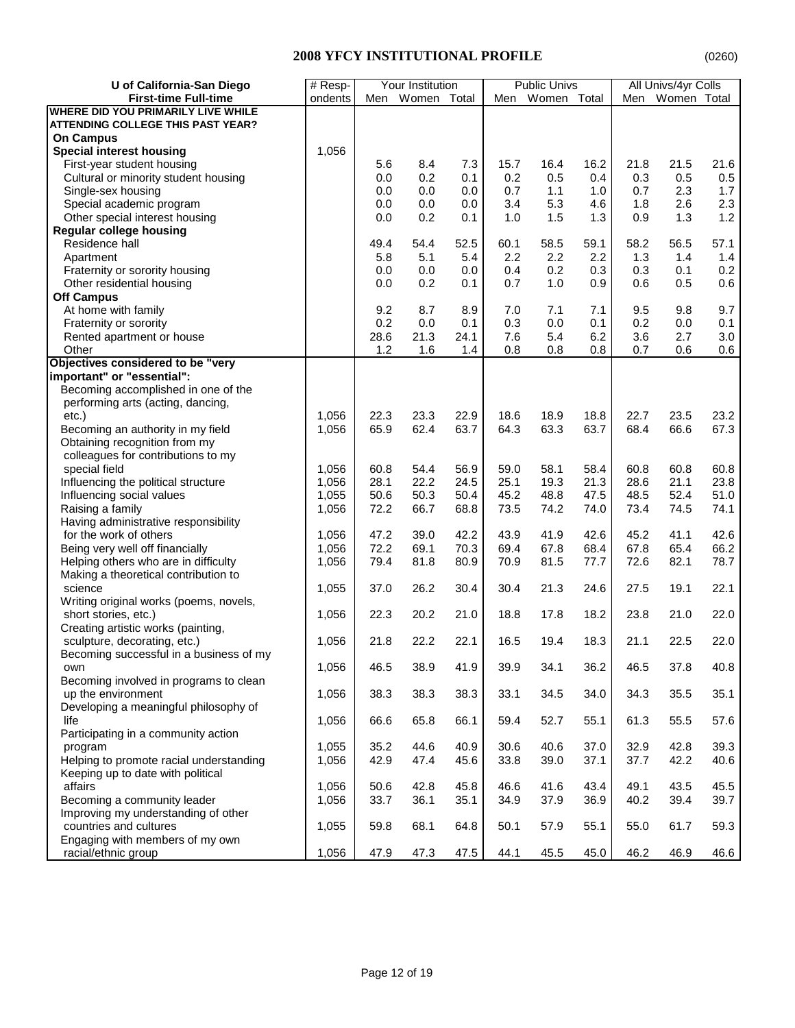# 2008 YFCY INSTITUTIONAL PROFILE

(0260)

| U of California-San Diego<br>First-time Full-time | # Respondents | Your Institution | | | Public Univs | | | All Univs/4yr Colls | | |
|---|---|---|---|---|---|---|---|---|---|---|
| | | Men | Women | Total | Men | Women | Total | Men | Women | Total |
| **WHERE DID YOU PRIMARILY LIVE WHILE ATTENDING COLLEGE THIS PAST YEAR?** | | | | | | | | | | |
| **On Campus** | | | | | | | | | | |
| **Special interest housing** | 1,056 | | | | | | | | | |
| First-year student housing | | 5.6 | 8.4 | 7.3 | 15.7 | 16.4 | 16.2 | 21.8 | 21.5 | 21.6 |
| Cultural or minority student housing | | 0.0 | 0.2 | 0.1 | 0.2 | 0.5 | 0.4 | 0.3 | 0.5 | 0.5 |
| Single-sex housing | | 0.0 | 0.0 | 0.0 | 0.7 | 1.1 | 1.0 | 0.7 | 2.3 | 1.7 |
| Special academic program | | 0.0 | 0.0 | 0.0 | 3.4 | 5.3 | 4.6 | 1.8 | 2.6 | 2.3 |
| Other special interest housing | | 0.0 | 0.2 | 0.1 | 1.0 | 1.5 | 1.3 | 0.9 | 1.3 | 1.2 |
| **Regular college housing** | | | | | | | | | | |
| Residence hall | | 49.4 | 54.4 | 52.5 | 60.1 | 58.5 | 59.1 | 58.2 | 56.5 | 57.1 |
| Apartment | | 5.8 | 5.1 | 5.4 | 2.2 | 2.2 | 2.2 | 1.3 | 1.4 | 1.4 |
| Fraternity or sorority housing | | 0.0 | 0.0 | 0.0 | 0.4 | 0.2 | 0.3 | 0.3 | 0.1 | 0.2 |
| Other residential housing | | 0.0 | 0.2 | 0.1 | 0.7 | 1.0 | 0.9 | 0.6 | 0.5 | 0.6 |
| **Off Campus** | | | | | | | | | | |
| At home with family | | 9.2 | 8.7 | 8.9 | 7.0 | 7.1 | 7.1 | 9.5 | 9.8 | 9.7 |
| Fraternity or sorority | | 0.2 | 0.0 | 0.1 | 0.3 | 0.0 | 0.1 | 0.2 | 0.0 | 0.1 |
| Rented apartment or house | | 28.6 | 21.3 | 24.1 | 7.6 | 5.4 | 6.2 | 3.6 | 2.7 | 3.0 |
| Other | | 1.2 | 1.6 | 1.4 | 0.8 | 0.8 | 0.8 | 0.7 | 0.6 | 0.6 |
| **Objectives considered to be "very important" or "essential":** | | | | | | | | | | |
| Becoming accomplished in one of the performing arts (acting, dancing, etc.) | 1,056 | 22.3 | 23.3 | 22.9 | 18.6 | 18.9 | 18.8 | 22.7 | 23.5 | 23.2 |
| Becoming an authority in my field | 1,056 | 65.9 | 62.4 | 63.7 | 64.3 | 63.3 | 63.7 | 68.4 | 66.6 | 67.3 |
| Obtaining recognition from my colleagues for contributions to my special field | 1,056 | 60.8 | 54.4 | 56.9 | 59.0 | 58.1 | 58.4 | 60.8 | 60.8 | 60.8 |
| Influencing the political structure | 1,056 | 28.1 | 22.2 | 24.5 | 25.1 | 19.3 | 21.3 | 28.6 | 21.1 | 23.8 |
| Influencing social values | 1,055 | 50.6 | 50.3 | 50.4 | 45.2 | 48.8 | 47.5 | 48.5 | 52.4 | 51.0 |
| Raising a family | 1,056 | 72.2 | 66.7 | 68.8 | 73.5 | 74.2 | 74.0 | 73.4 | 74.5 | 74.1 |
| Having administrative responsibility for the work of others | 1,056 | 47.2 | 39.0 | 42.2 | 43.9 | 41.9 | 42.6 | 45.2 | 41.1 | 42.6 |
| Being very well off financially | 1,056 | 72.2 | 69.1 | 70.3 | 69.4 | 67.8 | 68.4 | 67.8 | 65.4 | 66.2 |
| Helping others who are in difficulty | 1,056 | 79.4 | 81.8 | 80.9 | 70.9 | 81.5 | 77.7 | 72.6 | 82.1 | 78.7 |
| Making a theoretical contribution to science | 1,055 | 37.0 | 26.2 | 30.4 | 30.4 | 21.3 | 24.6 | 27.5 | 19.1 | 22.1 |
| Writing original works (poems, novels, short stories, etc.) | 1,056 | 22.3 | 20.2 | 21.0 | 18.8 | 17.8 | 18.2 | 23.8 | 21.0 | 22.0 |
| Creating artistic works (painting, sculpture, decorating, etc.) | 1,056 | 21.8 | 22.2 | 22.1 | 16.5 | 19.4 | 18.3 | 21.1 | 22.5 | 22.0 |
| Becoming successful in a business of my own | 1,056 | 46.5 | 38.9 | 41.9 | 39.9 | 34.1 | 36.2 | 46.5 | 37.8 | 40.8 |
| Becoming involved in programs to clean up the environment | 1,056 | 38.3 | 38.3 | 38.3 | 33.1 | 34.5 | 34.0 | 34.3 | 35.5 | 35.1 |
| Developing a meaningful philosophy of life | 1,056 | 66.6 | 65.8 | 66.1 | 59.4 | 52.7 | 55.1 | 61.3 | 55.5 | 57.6 |
| Participating in a community action program | 1,055 | 35.2 | 44.6 | 40.9 | 30.6 | 40.6 | 37.0 | 32.9 | 42.8 | 39.3 |
| Helping to promote racial understanding | 1,056 | 42.9 | 47.4 | 45.6 | 33.8 | 39.0 | 37.1 | 37.7 | 42.2 | 40.6 |
| Keeping up to date with political affairs | 1,056 | 50.6 | 42.8 | 45.8 | 46.6 | 41.6 | 43.4 | 49.1 | 43.5 | 45.5 |
| Becoming a community leader | 1,056 | 33.7 | 36.1 | 35.1 | 34.9 | 37.9 | 36.9 | 40.2 | 39.4 | 39.7 |
| Improving my understanding of other countries and cultures | 1,055 | 59.8 | 68.1 | 64.8 | 50.1 | 57.9 | 55.1 | 55.0 | 61.7 | 59.3 |
| Engaging with members of my own racial/ethnic group | 1,056 | 47.9 | 47.3 | 47.5 | 44.1 | 45.5 | 45.0 | 46.2 | 46.9 | 46.6 |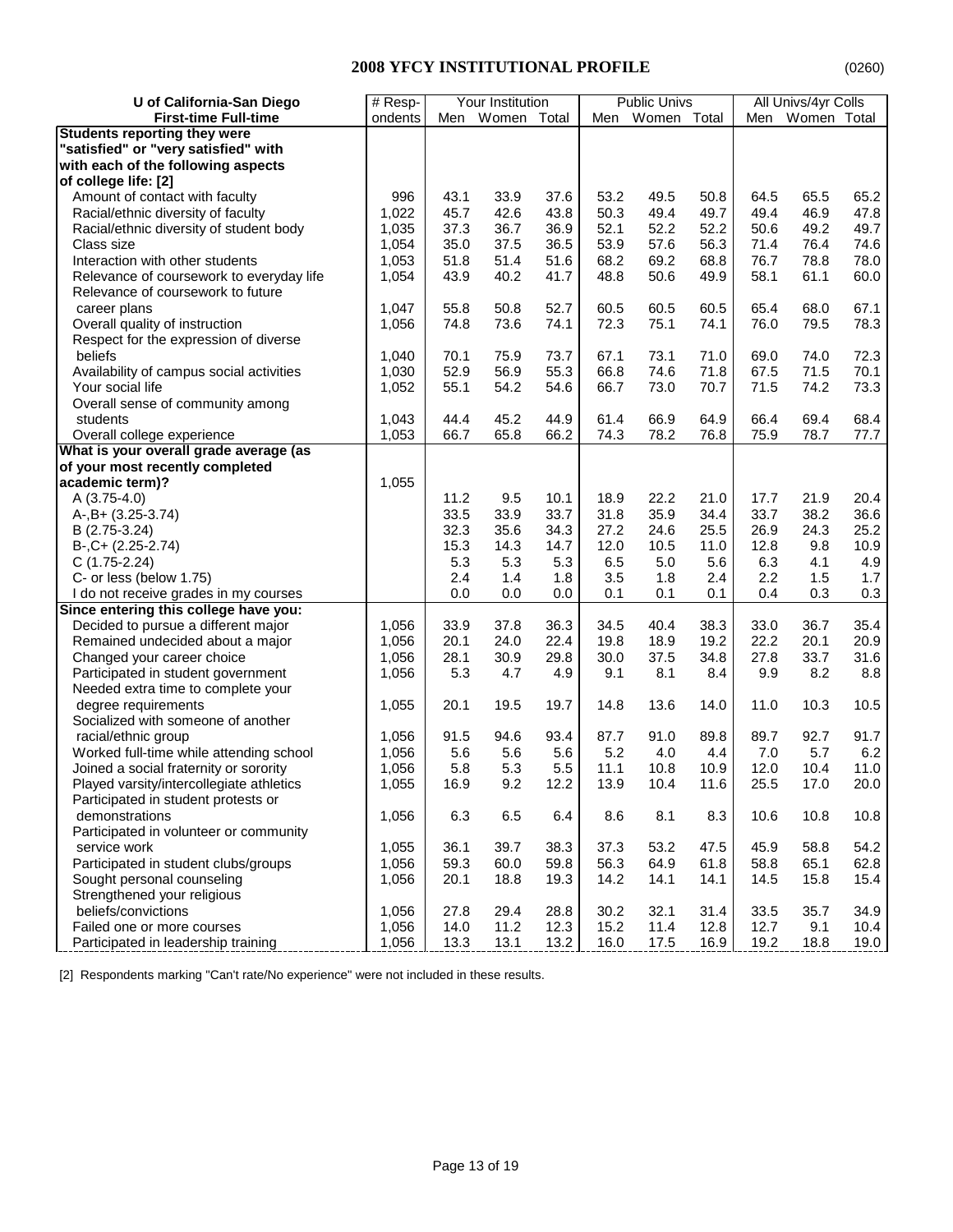# 2008 YFCY INSTITUTIONAL PROFILE

(0260)

| U of California-San Diego First-time Full-time | # Respondents | Your Institution | | | Public Univs | | | All Univs/4yr Colls | | |
|---|---|---|---|---|---|---|---|---|---|---|
| | | Men | Women | Total | Men | Women | Total | Men | Women | Total |
| **Students reporting they were "satisfied" or "very satisfied" with with each of the following aspects of college life: [2]** | | | | | | | | | | |
| Amount of contact with faculty | 996 | 43.1 | 33.9 | 37.6 | 53.2 | 49.5 | 50.8 | 64.5 | 65.5 | 65.2 |
| Racial/ethnic diversity of faculty | 1,022 | 45.7 | 42.6 | 43.8 | 50.3 | 49.4 | 49.7 | 49.4 | 46.9 | 47.8 |
| Racial/ethnic diversity of student body | 1,035 | 37.3 | 36.7 | 36.9 | 52.1 | 52.2 | 52.2 | 50.6 | 49.2 | 49.7 |
| Class size | 1,054 | 35.0 | 37.5 | 36.5 | 53.9 | 57.6 | 56.3 | 71.4 | 76.4 | 74.6 |
| Interaction with other students | 1,053 | 51.8 | 51.4 | 51.6 | 68.2 | 69.2 | 68.8 | 76.7 | 78.8 | 78.0 |
| Relevance of coursework to everyday life | 1,054 | 43.9 | 40.2 | 41.7 | 48.8 | 50.6 | 49.9 | 58.1 | 61.1 | 60.0 |
| Relevance of coursework to future career plans | 1,047 | 55.8 | 50.8 | 52.7 | 60.5 | 60.5 | 60.5 | 65.4 | 68.0 | 67.1 |
| Overall quality of instruction | 1,056 | 74.8 | 73.6 | 74.1 | 72.3 | 75.1 | 74.1 | 76.0 | 79.5 | 78.3 |
| Respect for the expression of diverse beliefs | 1,040 | 70.1 | 75.9 | 73.7 | 67.1 | 73.1 | 71.0 | 69.0 | 74.0 | 72.3 |
| Availability of campus social activities | 1,030 | 52.9 | 56.9 | 55.3 | 66.8 | 74.6 | 71.8 | 67.5 | 71.5 | 70.1 |
| Your social life | 1,052 | 55.1 | 54.2 | 54.6 | 66.7 | 73.0 | 70.7 | 71.5 | 74.2 | 73.3 |
| Overall sense of community among students | 1,043 | 44.4 | 45.2 | 44.9 | 61.4 | 66.9 | 64.9 | 66.4 | 69.4 | 68.4 |
| Overall college experience | 1,053 | 66.7 | 65.8 | 66.2 | 74.3 | 78.2 | 76.8 | 75.9 | 78.7 | 77.7 |
| **What is your overall grade average (as of your most recently completed academic term)?** | 1,055 | | | | | | | | | |
| A (3.75-4.0) | | 11.2 | 9.5 | 10.1 | 18.9 | 22.2 | 21.0 | 17.7 | 21.9 | 20.4 |
| A-,B+ (3.25-3.74) | | 33.5 | 33.9 | 33.7 | 31.8 | 35.9 | 34.4 | 33.7 | 38.2 | 36.6 |
| B (2.75-3.24) | | 32.3 | 35.6 | 34.3 | 27.2 | 24.6 | 25.5 | 26.9 | 24.3 | 25.2 |
| B-,C+ (2.25-2.74) | | 15.3 | 14.3 | 14.7 | 12.0 | 10.5 | 11.0 | 12.8 | 9.8 | 10.9 |
| C (1.75-2.24) | | 5.3 | 5.3 | 5.3 | 6.5 | 5.0 | 5.6 | 6.3 | 4.1 | 4.9 |
| C- or less (below 1.75) | | 2.4 | 1.4 | 1.8 | 3.5 | 1.8 | 2.4 | 2.2 | 1.5 | 1.7 |
| I do not receive grades in my courses | | 0.0 | 0.0 | 0.0 | 0.1 | 0.1 | 0.1 | 0.4 | 0.3 | 0.3 |
| **Since entering this college have you:** | | | | | | | | | | |
| Decided to pursue a different major | 1,056 | 33.9 | 37.8 | 36.3 | 34.5 | 40.4 | 38.3 | 33.0 | 36.7 | 35.4 |
| Remained undecided about a major | 1,056 | 20.1 | 24.0 | 22.4 | 19.8 | 18.9 | 19.2 | 22.2 | 20.1 | 20.9 |
| Changed your career choice | 1,056 | 28.1 | 30.9 | 29.8 | 30.0 | 37.5 | 34.8 | 27.8 | 33.7 | 31.6 |
| Participated in student government | 1,056 | 5.3 | 4.7 | 4.9 | 9.1 | 8.1 | 8.4 | 9.9 | 8.2 | 8.8 |
| Needed extra time to complete your degree requirements | 1,055 | 20.1 | 19.5 | 19.7 | 14.8 | 13.6 | 14.0 | 11.0 | 10.3 | 10.5 |
| Socialized with someone of another racial/ethnic group | 1,056 | 91.5 | 94.6 | 93.4 | 87.7 | 91.0 | 89.8 | 89.7 | 92.7 | 91.7 |
| Worked full-time while attending school | 1,056 | 5.6 | 5.6 | 5.6 | 5.2 | 4.0 | 4.4 | 7.0 | 5.7 | 6.2 |
| Joined a social fraternity or sorority | 1,056 | 5.8 | 5.3 | 5.5 | 11.1 | 10.8 | 10.9 | 12.0 | 10.4 | 11.0 |
| Played varsity/intercollegiate athletics | 1,055 | 16.9 | 9.2 | 12.2 | 13.9 | 10.4 | 11.6 | 25.5 | 17.0 | 20.0 |
| Participated in student protests or demonstrations | 1,056 | 6.3 | 6.5 | 6.4 | 8.6 | 8.1 | 8.3 | 10.6 | 10.8 | 10.8 |
| Participated in volunteer or community service work | 1,055 | 36.1 | 39.7 | 38.3 | 37.3 | 53.2 | 47.5 | 45.9 | 58.8 | 54.2 |
| Participated in student clubs/groups | 1,056 | 59.3 | 60.0 | 59.8 | 56.3 | 64.9 | 61.8 | 58.8 | 65.1 | 62.8 |
| Sought personal counseling | 1,056 | 20.1 | 18.8 | 19.3 | 14.2 | 14.1 | 14.1 | 14.5 | 15.8 | 15.4 |
| Strengthened your religious beliefs/convictions | 1,056 | 27.8 | 29.4 | 28.8 | 30.2 | 32.1 | 31.4 | 33.5 | 35.7 | 34.9 |
| Failed one or more courses | 1,056 | 14.0 | 11.2 | 12.3 | 15.2 | 11.4 | 12.8 | 12.7 | 9.1 | 10.4 |
| Participated in leadership training | 1,056 | 13.3 | 13.1 | 13.2 | 16.0 | 17.5 | 16.9 | 19.2 | 18.8 | 19.0 |

[2] Respondents marking "Can't rate/No experience" were not included in these results.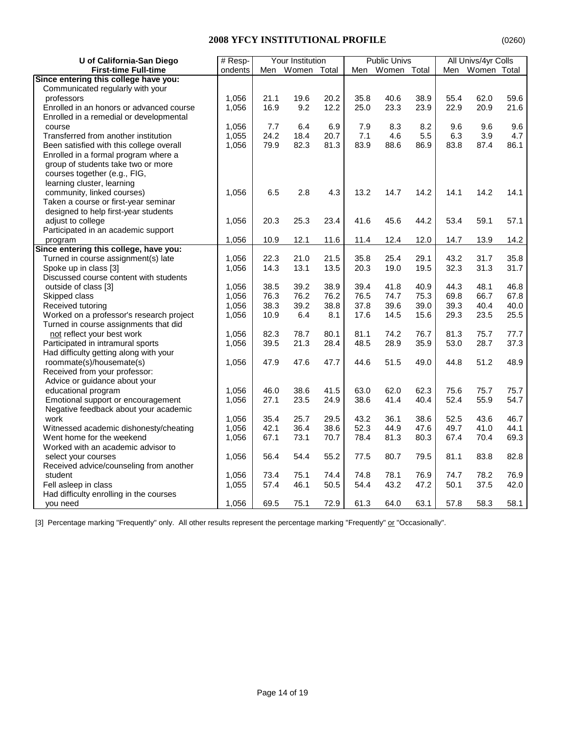# 2008 YFCY INSTITUTIONAL PROFILE

(0260)

| U of California-San Diego | # Resp- | Your Institution | | | Public Univs | | | All Univs/4yr Colls | | |
|---|---|---|---|---|---|---|---|---|---|---|
| **First-time Full-time** | ondents | Men | Women | Total | Men | Women | Total | Men | Women | Total |
| **Since entering this college have you:** | | | | | | | | | | |
| Communicated regularly with your professors | 1,056 | 21.1 | 19.6 | 20.2 | 35.8 | 40.6 | 38.9 | 55.4 | 62.0 | 59.6 |
| Enrolled in an honors or advanced course | 1,056 | 16.9 | 9.2 | 12.2 | 25.0 | 23.3 | 23.9 | 22.9 | 20.9 | 21.6 |
| Enrolled in a remedial or developmental course | 1,056 | 7.7 | 6.4 | 6.9 | 7.9 | 8.3 | 8.2 | 9.6 | 9.6 | 9.6 |
| Transferred from another institution | 1,055 | 24.2 | 18.4 | 20.7 | 7.1 | 4.6 | 5.5 | 6.3 | 3.9 | 4.7 |
| Been satisfied with this college overall | 1,056 | 79.9 | 82.3 | 81.3 | 83.9 | 88.6 | 86.9 | 83.8 | 87.4 | 86.1 |
| Enrolled in a formal program where a group of students take two or more courses together (e.g., FIG, learning cluster, learning community, linked courses) | 1,056 | 6.5 | 2.8 | 4.3 | 13.2 | 14.7 | 14.2 | 14.1 | 14.2 | 14.1 |
| Taken a course or first-year seminar designed to help first-year students adjust to college | 1,056 | 20.3 | 25.3 | 23.4 | 41.6 | 45.6 | 44.2 | 53.4 | 59.1 | 57.1 |
| Participated in an academic support program | 1,056 | 10.9 | 12.1 | 11.6 | 11.4 | 12.4 | 12.0 | 14.7 | 13.9 | 14.2 |
| **Since entering this college, have you:** | | | | | | | | | | |
| Turned in course assignment(s) late | 1,056 | 22.3 | 21.0 | 21.5 | 35.8 | 25.4 | 29.1 | 43.2 | 31.7 | 35.8 |
| Spoke up in class [3] | 1,056 | 14.3 | 13.1 | 13.5 | 20.3 | 19.0 | 19.5 | 32.3 | 31.3 | 31.7 |
| Discussed course content with students outside of class [3] | 1,056 | 38.5 | 39.2 | 38.9 | 39.4 | 41.8 | 40.9 | 44.3 | 48.1 | 46.8 |
| Skipped class | 1,056 | 76.3 | 76.2 | 76.2 | 76.5 | 74.7 | 75.3 | 69.8 | 66.7 | 67.8 |
| Received tutoring | 1,056 | 38.3 | 39.2 | 38.8 | 37.8 | 39.6 | 39.0 | 39.3 | 40.4 | 40.0 |
| Worked on a professor's research project | 1,056 | 10.9 | 6.4 | 8.1 | 17.6 | 14.5 | 15.6 | 29.3 | 23.5 | 25.5 |
| Turned in course assignments that did not reflect your best work | 1,056 | 82.3 | 78.7 | 80.1 | 81.1 | 74.2 | 76.7 | 81.3 | 75.7 | 77.7 |
| Participated in intramural sports | 1,056 | 39.5 | 21.3 | 28.4 | 48.5 | 28.9 | 35.9 | 53.0 | 28.7 | 37.3 |
| Had difficulty getting along with your roommate(s)/housemate(s) | 1,056 | 47.9 | 47.6 | 47.7 | 44.6 | 51.5 | 49.0 | 44.8 | 51.2 | 48.9 |
| Received from your professor: | | | | | | | | | | |
| Advice or guidance about your educational program | 1,056 | 46.0 | 38.6 | 41.5 | 63.0 | 62.0 | 62.3 | 75.6 | 75.7 | 75.7 |
| Emotional support or encouragement | 1,056 | 27.1 | 23.5 | 24.9 | 38.6 | 41.4 | 40.4 | 52.4 | 55.9 | 54.7 |
| Negative feedback about your academic work | 1,056 | 35.4 | 25.7 | 29.5 | 43.2 | 36.1 | 38.6 | 52.5 | 43.6 | 46.7 |
| Witnessed academic dishonesty/cheating | 1,056 | 42.1 | 36.4 | 38.6 | 52.3 | 44.9 | 47.6 | 49.7 | 41.0 | 44.1 |
| Went home for the weekend | 1,056 | 67.1 | 73.1 | 70.7 | 78.4 | 81.3 | 80.3 | 67.4 | 70.4 | 69.3 |
| Worked with an academic advisor to select your courses | 1,056 | 56.4 | 54.4 | 55.2 | 77.5 | 80.7 | 79.5 | 81.1 | 83.8 | 82.8 |
| Received advice/counseling from another student | 1,056 | 73.4 | 75.1 | 74.4 | 74.8 | 78.1 | 76.9 | 74.7 | 78.2 | 76.9 |
| Fell asleep in class | 1,055 | 57.4 | 46.1 | 50.5 | 54.4 | 43.2 | 47.2 | 50.1 | 37.5 | 42.0 |
| Had difficulty enrolling in the courses you need | 1,056 | 69.5 | 75.1 | 72.9 | 61.3 | 64.0 | 63.1 | 57.8 | 58.3 | 58.1 |

[3] Percentage marking "Frequently" only. All other results represent the percentage marking "Frequently" or "Occasionally".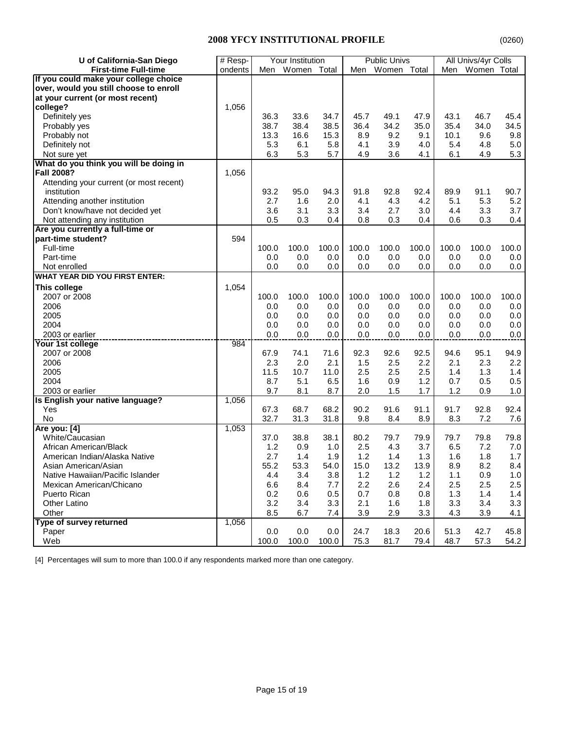## 2008 YFCY INSTITUTIONAL PROFILE

(0260)

| U of California-San Diego | # Resp- | Your Institution | | | Public Univs | | | All Univs/4yr Colls | | |
|---|---|---|---|---|---|---|---|---|---|---|
| First-time Full-time | ondents | Men | Women | Total | Men | Women | Total | Men | Women | Total |
| **If you could make your college choice over, would you still choose to enroll at your current (or most recent) college?** | 1,056 | | | | | | | | | |
| Definitely yes | | 36.3 | 33.6 | 34.7 | 45.7 | 49.1 | 47.9 | 43.1 | 46.7 | 45.4 |
| Probably yes | | 38.7 | 38.4 | 38.5 | 36.4 | 34.2 | 35.0 | 35.4 | 34.0 | 34.5 |
| Probably not | | 13.3 | 16.6 | 15.3 | 8.9 | 9.2 | 9.1 | 10.1 | 9.6 | 9.8 |
| Definitely not | | 5.3 | 6.1 | 5.8 | 4.1 | 3.9 | 4.0 | 5.4 | 4.8 | 5.0 |
| Not sure yet | | 6.3 | 5.3 | 5.7 | 4.9 | 3.6 | 4.1 | 6.1 | 4.9 | 5.3 |
| **What do you think you will be doing in Fall 2008?** | 1,056 | | | | | | | | | |
| Attending your current (or most recent) institution | | 93.2 | 95.0 | 94.3 | 91.8 | 92.8 | 92.4 | 89.9 | 91.1 | 90.7 |
| Attending another institution | | 2.7 | 1.6 | 2.0 | 4.1 | 4.3 | 4.2 | 5.1 | 5.3 | 5.2 |
| Don't know/have not decided yet | | 3.6 | 3.1 | 3.3 | 3.4 | 2.7 | 3.0 | 4.4 | 3.3 | 3.7 |
| Not attending any institution | | 0.5 | 0.3 | 0.4 | 0.8 | 0.3 | 0.4 | 0.6 | 0.3 | 0.4 |
| **Are you currently a full-time or part-time student?** | 594 | | | | | | | | | |
| Full-time | | 100.0 | 100.0 | 100.0 | 100.0 | 100.0 | 100.0 | 100.0 | 100.0 | 100.0 |
| Part-time | | 0.0 | 0.0 | 0.0 | 0.0 | 0.0 | 0.0 | 0.0 | 0.0 | 0.0 |
| Not enrolled | | 0.0 | 0.0 | 0.0 | 0.0 | 0.0 | 0.0 | 0.0 | 0.0 | 0.0 |
| **WHAT YEAR DID YOU FIRST ENTER:** | | | | | | | | | | |
| **This college** | 1,054 | | | | | | | | | |
| 2007 or 2008 | | 100.0 | 100.0 | 100.0 | 100.0 | 100.0 | 100.0 | 100.0 | 100.0 | 100.0 |
| 2006 | | 0.0 | 0.0 | 0.0 | 0.0 | 0.0 | 0.0 | 0.0 | 0.0 | 0.0 |
| 2005 | | 0.0 | 0.0 | 0.0 | 0.0 | 0.0 | 0.0 | 0.0 | 0.0 | 0.0 |
| 2004 | | 0.0 | 0.0 | 0.0 | 0.0 | 0.0 | 0.0 | 0.0 | 0.0 | 0.0 |
| 2003 or earlier | | 0.0 | 0.0 | 0.0 | 0.0 | 0.0 | 0.0 | 0.0 | 0.0 | 0.0 |
| **Your 1st college** | 984 | | | | | | | | | |
| 2007 or 2008 | | 67.9 | 74.1 | 71.6 | 92.3 | 92.6 | 92.5 | 94.6 | 95.1 | 94.9 |
| 2006 | | 2.3 | 2.0 | 2.1 | 1.5 | 2.5 | 2.2 | 2.1 | 2.3 | 2.2 |
| 2005 | | 11.5 | 10.7 | 11.0 | 2.5 | 2.5 | 2.5 | 1.4 | 1.3 | 1.4 |
| 2004 | | 8.7 | 5.1 | 6.5 | 1.6 | 0.9 | 1.2 | 0.7 | 0.5 | 0.5 |
| 2003 or earlier | | 9.7 | 8.1 | 8.7 | 2.0 | 1.5 | 1.7 | 1.2 | 0.9 | 1.0 |
| **Is English your native language?** | 1,056 | | | | | | | | | |
| Yes | | 67.3 | 68.7 | 68.2 | 90.2 | 91.6 | 91.1 | 91.7 | 92.8 | 92.4 |
| No | | 32.7 | 31.3 | 31.8 | 9.8 | 8.4 | 8.9 | 8.3 | 7.2 | 7.6 |
| **Are you: [4]** | 1,053 | | | | | | | | | |
| White/Caucasian | | 37.0 | 38.8 | 38.1 | 80.2 | 79.7 | 79.9 | 79.7 | 79.8 | 79.8 |
| African American/Black | | 1.2 | 0.9 | 1.0 | 2.5 | 4.3 | 3.7 | 6.5 | 7.2 | 7.0 |
| American Indian/Alaska Native | | 2.7 | 1.4 | 1.9 | 1.2 | 1.4 | 1.3 | 1.6 | 1.8 | 1.7 |
| Asian American/Asian | | 55.2 | 53.3 | 54.0 | 15.0 | 13.2 | 13.9 | 8.9 | 8.2 | 8.4 |
| Native Hawaiian/Pacific Islander | | 4.4 | 3.4 | 3.8 | 1.2 | 1.2 | 1.2 | 1.1 | 0.9 | 1.0 |
| Mexican American/Chicano | | 6.6 | 8.4 | 7.7 | 2.2 | 2.6 | 2.4 | 2.5 | 2.5 | 2.5 |
| Puerto Rican | | 0.2 | 0.6 | 0.5 | 0.7 | 0.8 | 0.8 | 1.3 | 1.4 | 1.4 |
| Other Latino | | 3.2 | 3.4 | 3.3 | 2.1 | 1.6 | 1.8 | 3.3 | 3.4 | 3.3 |
| Other | | 8.5 | 6.7 | 7.4 | 3.9 | 2.9 | 3.3 | 4.3 | 3.9 | 4.1 |
| **Type of survey returned** | 1,056 | | | | | | | | | |
| Paper | | 0.0 | 0.0 | 0.0 | 24.7 | 18.3 | 20.6 | 51.3 | 42.7 | 45.8 |
| Web | | 100.0 | 100.0 | 100.0 | 75.3 | 81.7 | 79.4 | 48.7 | 57.3 | 54.2 |

[4] Percentages will sum to more than 100.0 if any respondents marked more than one category.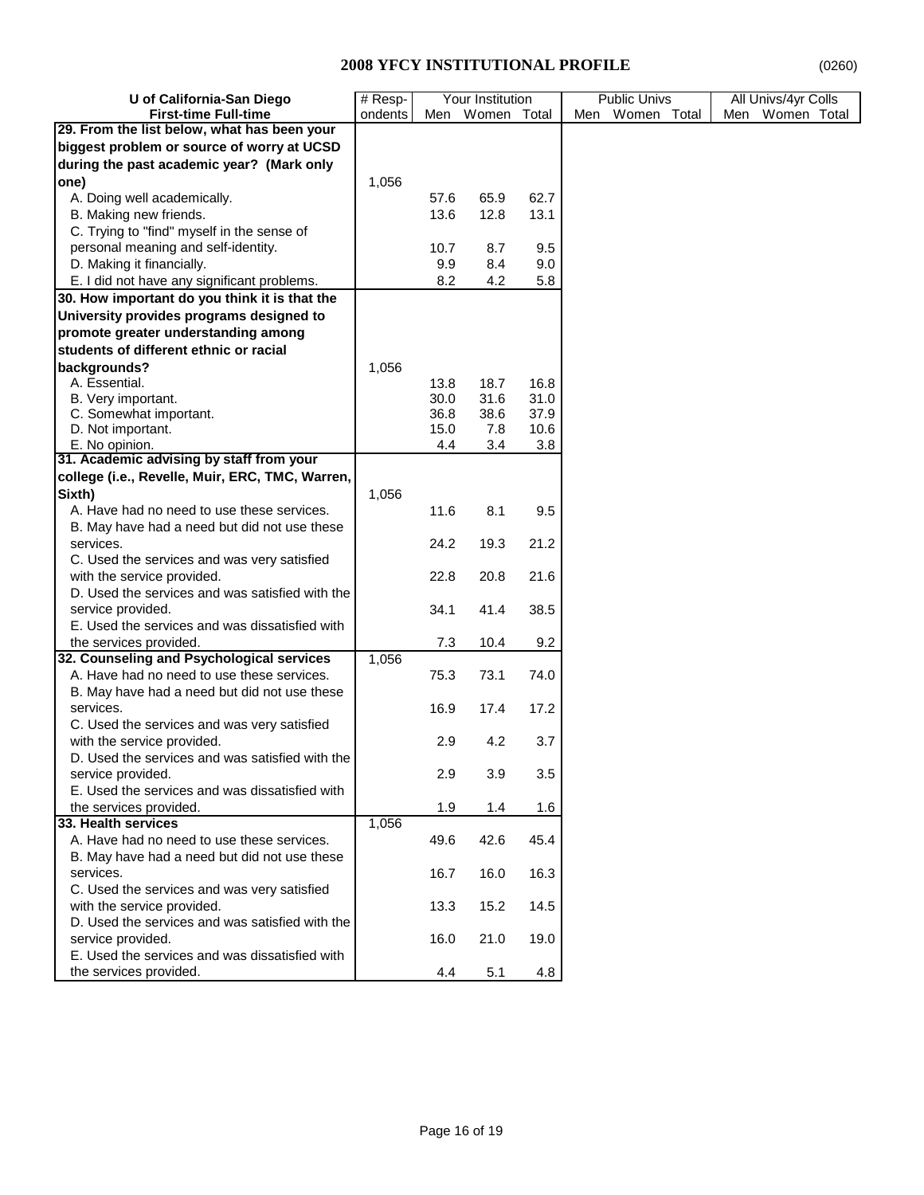# 2008 YFCY INSTITUTIONAL PROFILE

(0260)

| U of California-San Diego | # Resp- | Your Institution | | | Public Univs | | | All Univs/4yr Colls | | |
|---|---|---|---|---|---|---|---|---|---|---|
| First-time Full-time | ondents | Men | Women | Total | Men | Women | Total | Men | Women | Total |
| **29. From the list below, what has been your biggest problem or source of worry at UCSD during the past academic year? (Mark only one)** | 1,056 | | | | | | | | | |
| A. Doing well academically. | | 57.6 | 65.9 | 62.7 | | | | | | |
| B. Making new friends. | | 13.6 | 12.8 | 13.1 | | | | | | |
| C. Trying to "find" myself in the sense of personal meaning and self-identity. | | 10.7 | 8.7 | 9.5 | | | | | | |
| D. Making it financially. | | 9.9 | 8.4 | 9.0 | | | | | | |
| E. I did not have any significant problems. | | 8.2 | 4.2 | 5.8 | | | | | | |
| **30. How important do you think it is that the University provides programs designed to promote greater understanding among students of different ethnic or racial backgrounds?** | 1,056 | | | | | | | | | |
| A. Essential. | | 13.8 | 18.7 | 16.8 | | | | | | |
| B. Very important. | | 30.0 | 31.6 | 31.0 | | | | | | |
| C. Somewhat important. | | 36.8 | 38.6 | 37.9 | | | | | | |
| D. Not important. | | 15.0 | 7.8 | 10.6 | | | | | | |
| E. No opinion. | | 4.4 | 3.4 | 3.8 | | | | | | |
| **31. Academic advising by staff from your college (i.e., Revelle, Muir, ERC, TMC, Warren, Sixth)** | 1,056 | | | | | | | | | |
| A. Have had no need to use these services. | | 11.6 | 8.1 | 9.5 | | | | | | |
| B. May have had a need but did not use these services. | | 24.2 | 19.3 | 21.2 | | | | | | |
| C. Used the services and was very satisfied with the service provided. | | 22.8 | 20.8 | 21.6 | | | | | | |
| D. Used the services and was satisfied with the service provided. | | 34.1 | 41.4 | 38.5 | | | | | | |
| E. Used the services and was dissatisfied with the services provided. | | 7.3 | 10.4 | 9.2 | | | | | | |
| **32. Counseling and Psychological services** | 1,056 | | | | | | | | | |
| A. Have had no need to use these services. | | 75.3 | 73.1 | 74.0 | | | | | | |
| B. May have had a need but did not use these services. | | 16.9 | 17.4 | 17.2 | | | | | | |
| C. Used the services and was very satisfied with the service provided. | | 2.9 | 4.2 | 3.7 | | | | | | |
| D. Used the services and was satisfied with the service provided. | | 2.9 | 3.9 | 3.5 | | | | | | |
| E. Used the services and was dissatisfied with the services provided. | | 1.9 | 1.4 | 1.6 | | | | | | |
| **33. Health services** | 1,056 | | | | | | | | | |
| A. Have had no need to use these services. | | 49.6 | 42.6 | 45.4 | | | | | | |
| B. May have had a need but did not use these services. | | 16.7 | 16.0 | 16.3 | | | | | | |
| C. Used the services and was very satisfied with the service provided. | | 13.3 | 15.2 | 14.5 | | | | | | |
| D. Used the services and was satisfied with the service provided. | | 16.0 | 21.0 | 19.0 | | | | | | |
| E. Used the services and was dissatisfied with the services provided. | | 4.4 | 5.1 | 4.8 | | | | | | |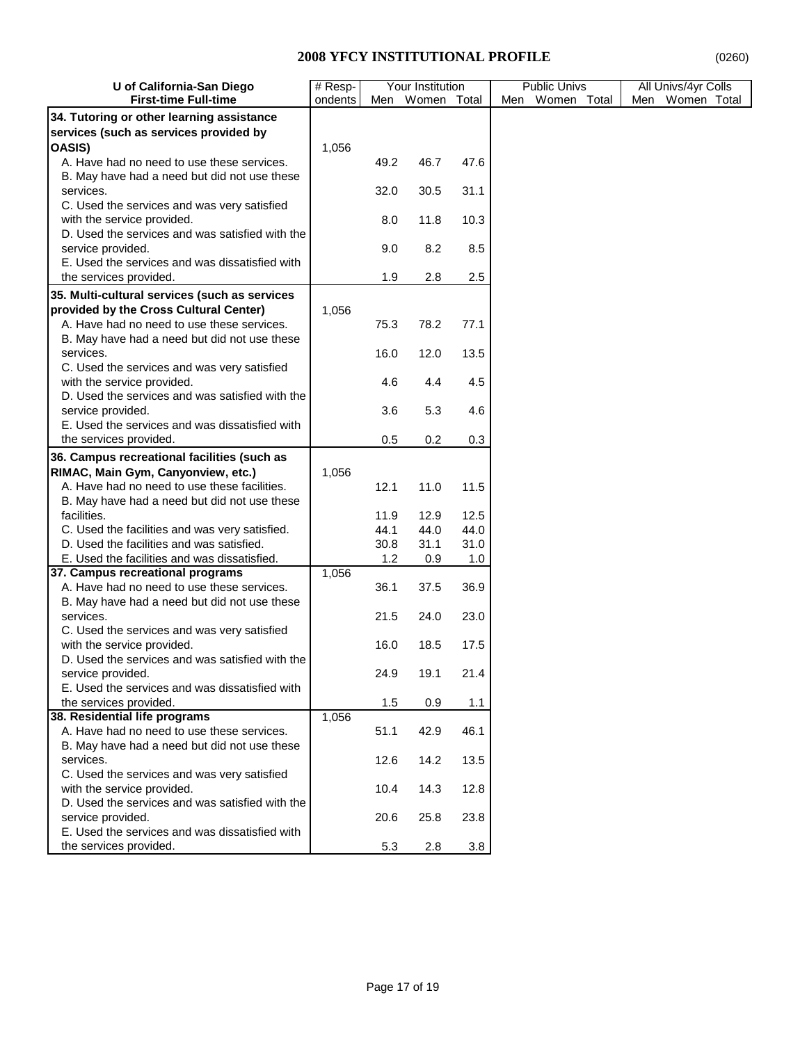# 2008 YFCY INSTITUTIONAL PROFILE

(0260)

| U of California-San Diego First-time Full-time | # Respondents | Your Institution | | | Public Univs | | | All Univs/4yr Colls | | |
|---|---|---|---|---|---|---|---|---|---|---|
| | | Men | Women | Total | Men | Women | Total | Men | Women | Total |
| **34. Tutoring or other learning assistance services (such as services provided by OASIS)** | 1,056 | | | | | | | | | |
| A. Have had no need to use these services. | | 49.2 | 46.7 | 47.6 | | | | | | |
| B. May have had a need but did not use these services. | | 32.0 | 30.5 | 31.1 | | | | | | |
| C. Used the services and was very satisfied with the service provided. | | 8.0 | 11.8 | 10.3 | | | | | | |
| D. Used the services and was satisfied with the service provided. | | 9.0 | 8.2 | 8.5 | | | | | | |
| E. Used the services and was dissatisfied with the services provided. | | 1.9 | 2.8 | 2.5 | | | | | | |
| **35. Multi-cultural services (such as services provided by the Cross Cultural Center)** | 1,056 | | | | | | | | | |
| A. Have had no need to use these services. | | 75.3 | 78.2 | 77.1 | | | | | | |
| B. May have had a need but did not use these services. | | 16.0 | 12.0 | 13.5 | | | | | | |
| C. Used the services and was very satisfied with the service provided. | | 4.6 | 4.4 | 4.5 | | | | | | |
| D. Used the services and was satisfied with the service provided. | | 3.6 | 5.3 | 4.6 | | | | | | |
| E. Used the services and was dissatisfied with the services provided. | | 0.5 | 0.2 | 0.3 | | | | | | |
| **36. Campus recreational facilities (such as RIMAC, Main Gym, Canyonview, etc.)** | 1,056 | | | | | | | | | |
| A. Have had no need to use these facilities. | | 12.1 | 11.0 | 11.5 | | | | | | |
| B. May have had a need but did not use these facilities. | | 11.9 | 12.9 | 12.5 | | | | | | |
| C. Used the facilities and was very satisfied. | | 44.1 | 44.0 | 44.0 | | | | | | |
| D. Used the facilities and was satisfied. | | 30.8 | 31.1 | 31.0 | | | | | | |
| E. Used the facilities and was dissatisfied. | | 1.2 | 0.9 | 1.0 | | | | | | |
| **37. Campus recreational programs** | 1,056 | | | | | | | | | |
| A. Have had no need to use these services. | | 36.1 | 37.5 | 36.9 | | | | | | |
| B. May have had a need but did not use these services. | | 21.5 | 24.0 | 23.0 | | | | | | |
| C. Used the services and was very satisfied with the service provided. | | 16.0 | 18.5 | 17.5 | | | | | | |
| D. Used the services and was satisfied with the service provided. | | 24.9 | 19.1 | 21.4 | | | | | | |
| E. Used the services and was dissatisfied with the services provided. | | 1.5 | 0.9 | 1.1 | | | | | | |
| **38. Residential life programs** | 1,056 | | | | | | | | | |
| A. Have had no need to use these services. | | 51.1 | 42.9 | 46.1 | | | | | | |
| B. May have had a need but did not use these services. | | 12.6 | 14.2 | 13.5 | | | | | | |
| C. Used the services and was very satisfied with the service provided. | | 10.4 | 14.3 | 12.8 | | | | | | |
| D. Used the services and was satisfied with the service provided. | | 20.6 | 25.8 | 23.8 | | | | | | |
| E. Used the services and was dissatisfied with the services provided. | | 5.3 | 2.8 | 3.8 | | | | | | |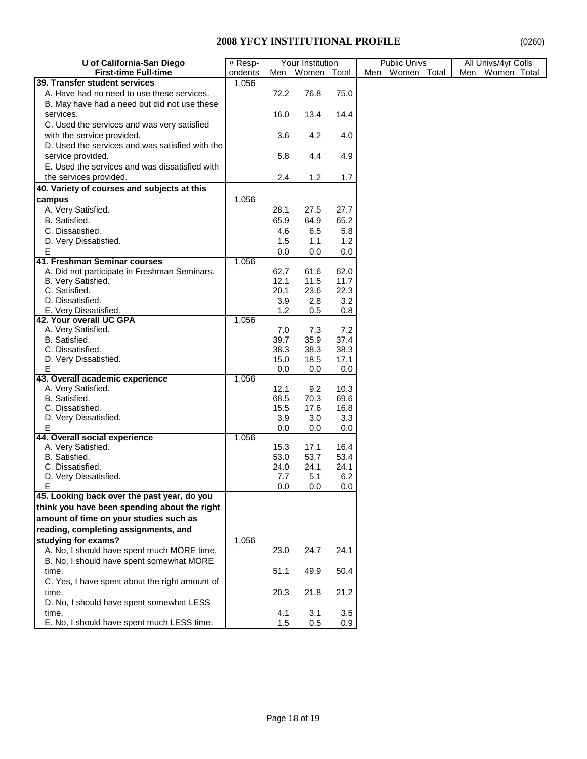# 2008 YFCY INSTITUTIONAL PROFILE

(0260)

| U of California-San Diego | # Resp- | Your Institution | | | Public Univs | | | All Univs/4yr Colls | | |
|---|---|---|---|---|---|---|---|---|---|---|
| First-time Full-time | ondents | Men | Women | Total | Men | Women | Total | Men | Women | Total |
| **39. Transfer student services** | 1,056 | | | | | | | | | |
| A. Have had no need to use these services. | | 72.2 | 76.8 | 75.0 | | | | | | |
| B. May have had a need but did not use these services. | | 16.0 | 13.4 | 14.4 | | | | | | |
| C. Used the services and was very satisfied with the service provided. | | 3.6 | 4.2 | 4.0 | | | | | | |
| D. Used the services and was satisfied with the service provided. | | 5.8 | 4.4 | 4.9 | | | | | | |
| E. Used the services and was dissatisfied with the services provided. | | 2.4 | 1.2 | 1.7 | | | | | | |
| **40. Variety of courses and subjects at this campus** | 1,056 | | | | | | | | | |
| A. Very Satisfied. | | 28.1 | 27.5 | 27.7 | | | | | | |
| B. Satisfied. | | 65.9 | 64.9 | 65.2 | | | | | | |
| C. Dissatisfied. | | 4.6 | 6.5 | 5.8 | | | | | | |
| D. Very Dissatisfied. | | 1.5 | 1.1 | 1.2 | | | | | | |
| E | | 0.0 | 0.0 | 0.0 | | | | | | |
| **41. Freshman Seminar courses** | 1,056 | | | | | | | | | |
| A. Did not participate in Freshman Seminars. | | 62.7 | 61.6 | 62.0 | | | | | | |
| B. Very Satisfied. | | 12.1 | 11.5 | 11.7 | | | | | | |
| C. Satisfied. | | 20.1 | 23.6 | 22.3 | | | | | | |
| D. Dissatisfied. | | 3.9 | 2.8 | 3.2 | | | | | | |
| E. Very Dissatisfied. | | 1.2 | 0.5 | 0.8 | | | | | | |
| **42. Your overall UC GPA** | 1,056 | | | | | | | | | |
| A. Very Satisfied. | | 7.0 | 7.3 | 7.2 | | | | | | |
| B. Satisfied. | | 39.7 | 35.9 | 37.4 | | | | | | |
| C. Dissatisfied. | | 38.3 | 38.3 | 38.3 | | | | | | |
| D. Very Dissatisfied. | | 15.0 | 18.5 | 17.1 | | | | | | |
| E | | 0.0 | 0.0 | 0.0 | | | | | | |
| **43. Overall academic experience** | 1,056 | | | | | | | | | |
| A. Very Satisfied. | | 12.1 | 9.2 | 10.3 | | | | | | |
| B. Satisfied. | | 68.5 | 70.3 | 69.6 | | | | | | |
| C. Dissatisfied. | | 15.5 | 17.6 | 16.8 | | | | | | |
| D. Very Dissatisfied. | | 3.9 | 3.0 | 3.3 | | | | | | |
| E | | 0.0 | 0.0 | 0.0 | | | | | | |
| **44. Overall social experience** | 1,056 | | | | | | | | | |
| A. Very Satisfied. | | 15.3 | 17.1 | 16.4 | | | | | | |
| B. Satisfied. | | 53.0 | 53.7 | 53.4 | | | | | | |
| C. Dissatisfied. | | 24.0 | 24.1 | 24.1 | | | | | | |
| D. Very Dissatisfied. | | 7.7 | 5.1 | 6.2 | | | | | | |
| E | | 0.0 | 0.0 | 0.0 | | | | | | |
| **45. Looking back over the past year, do you think you have been spending about the right amount of time on your studies such as reading, completing assignments, and studying for exams?** | 1,056 | | | | | | | | | |
| A. No, I should have spent much MORE time. | | 23.0 | 24.7 | 24.1 | | | | | | |
| B. No, I should have spent somewhat MORE time. | | 51.1 | 49.9 | 50.4 | | | | | | |
| C. Yes, I have spent about the right amount of time. | | 20.3 | 21.8 | 21.2 | | | | | | |
| D. No, I should have spent somewhat LESS time. | | 4.1 | 3.1 | 3.5 | | | | | | |
| E. No, I should have spent much LESS time. | | 1.5 | 0.5 | 0.9 | | | | | | |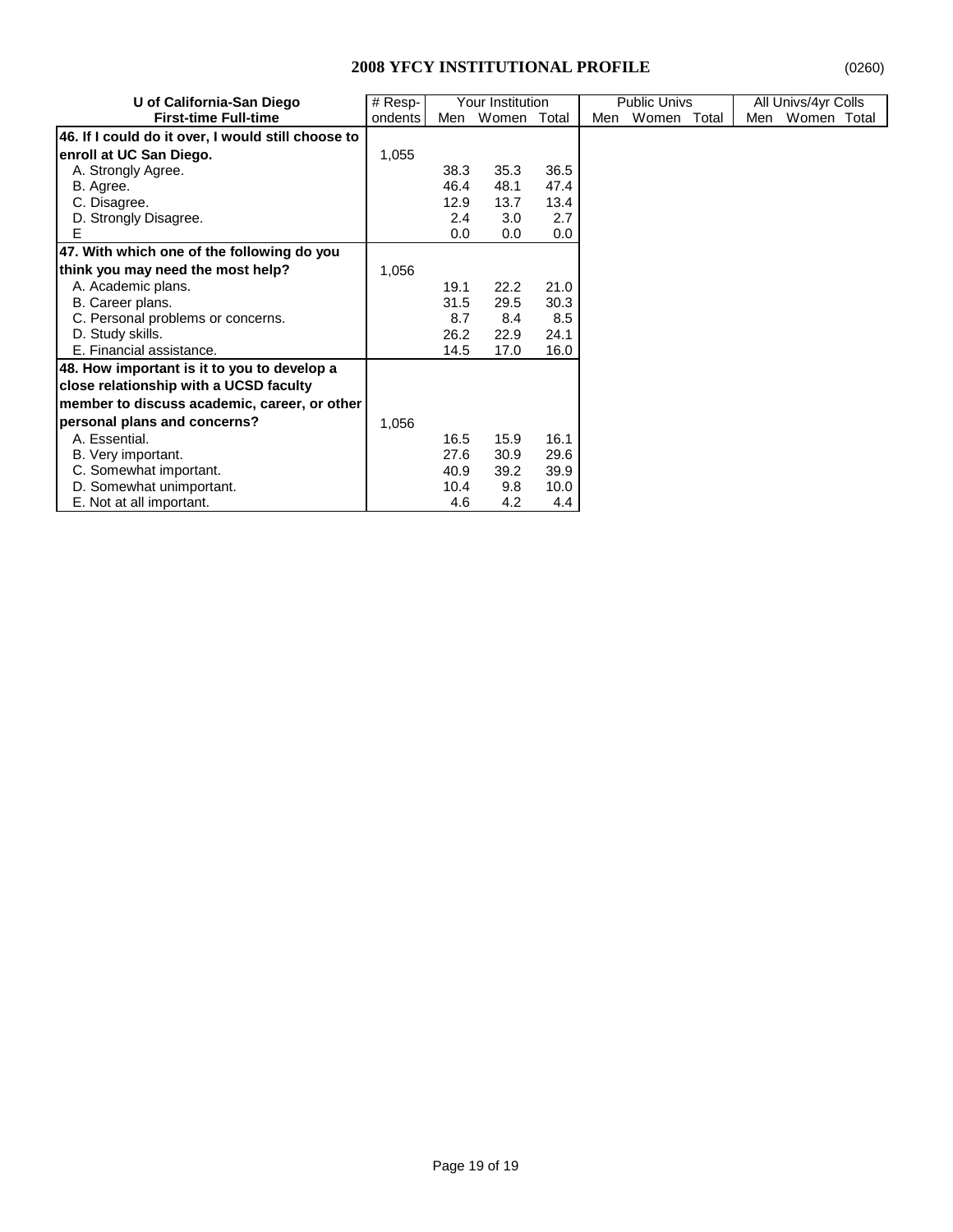# 2008 YFCY INSTITUTIONAL PROFILE

(0260)

| U of California-San Diego | # Resp- | Your Institution | | | Public Univs | | | All Univs/4yr Colls | | |
|---|---|---|---|---|---|---|---|---|---|---|
| First-time Full-time | ondents | Men | Women | Total | Men | Women | Total | Men | Women | Total |
| **46. If I could do it over, I would still choose to enroll at UC San Diego.** | 1,055 | | | | | | | | | |
| A. Strongly Agree. | | 38.3 | 35.3 | 36.5 | | | | | | |
| B. Agree. | | 46.4 | 48.1 | 47.4 | | | | | | |
| C. Disagree. | | 12.9 | 13.7 | 13.4 | | | | | | |
| D. Strongly Disagree. | | 2.4 | 3.0 | 2.7 | | | | | | |
| E | | 0.0 | 0.0 | 0.0 | | | | | | |
| **47. With which one of the following do you think you may need the most help?** | 1,056 | | | | | | | | | |
| A. Academic plans. | | 19.1 | 22.2 | 21.0 | | | | | | |
| B. Career plans. | | 31.5 | 29.5 | 30.3 | | | | | | |
| C. Personal problems or concerns. | | 8.7 | 8.4 | 8.5 | | | | | | |
| D. Study skills. | | 26.2 | 22.9 | 24.1 | | | | | | |
| E. Financial assistance. | | 14.5 | 17.0 | 16.0 | | | | | | |
| **48. How important is it to you to develop a close relationship with a UCSD faculty member to discuss academic, career, or other personal plans and concerns?** | 1,056 | | | | | | | | | |
| A. Essential. | | 16.5 | 15.9 | 16.1 | | | | | | |
| B. Very important. | | 27.6 | 30.9 | 29.6 | | | | | | |
| C. Somewhat important. | | 40.9 | 39.2 | 39.9 | | | | | | |
| D. Somewhat unimportant. | | 10.4 | 9.8 | 10.0 | | | | | | |
| E. Not at all important. | | 4.6 | 4.2 | 4.4 | | | | | | |